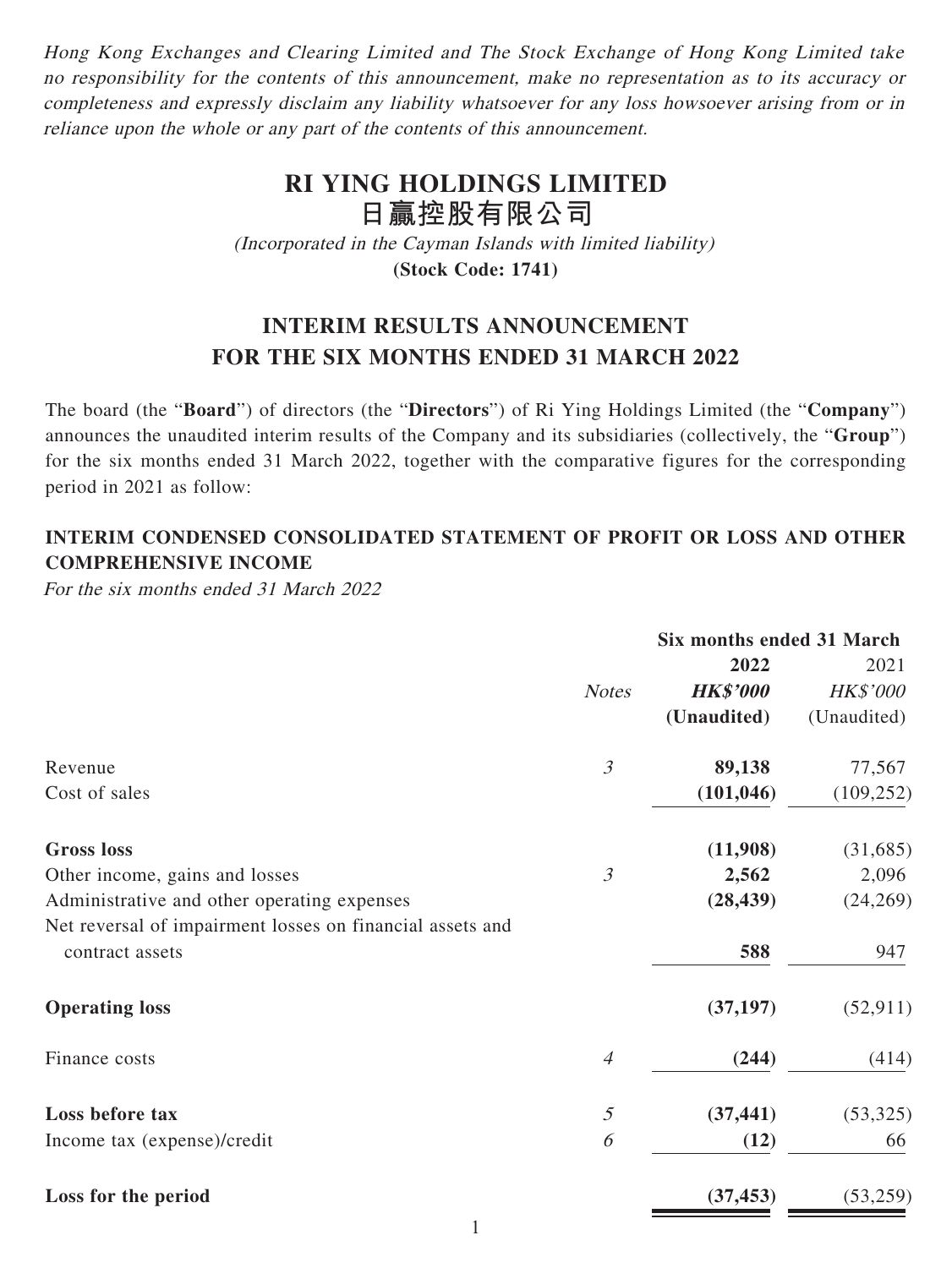*Hong Kong Exchanges and Clearing Limited and The Stock Exchange of Hong Kong Limited take no responsibility for the contents of this announcement, make no representation as to its accuracy or completeness and expressly disclaim any liability whatsoever for any loss howsoever arising from or in reliance upon the whole or any part of the contents of this announcement.*

# RI YING HOLDINGS LIMITED
# 日贏控股有限公司

*(Incorporated in the Cayman Islands with limited liability)*

**(Stock Code: 1741)**

## INTERIM RESULTS ANNOUNCEMENT FOR THE SIX MONTHS ENDED 31 MARCH 2022

The board (the "**Board**") of directors (the "**Directors**") of Ri Ying Holdings Limited (the "**Company**") announces the unaudited interim results of the Company and its subsidiaries (collectively, the "**Group**") for the six months ended 31 March 2022, together with the comparative figures for the corresponding period in 2021 as follow:

### INTERIM CONDENSED CONSOLIDATED STATEMENT OF PROFIT OR LOSS AND OTHER COMPREHENSIVE INCOME

*For the six months ended 31 March 2022*

| | | **Six months ended 31 March** | |
|---|---|---|---|
| | | **2022** | 2021 |
| | *Notes* | ***HK$'000*** | *HK$'000* |
| | | **(Unaudited)** | (Unaudited) |
| Revenue | *3* | **89,138** | 77,567 |
| Cost of sales | | **(101,046)** | (109,252) |
| **Gross loss** | | **(11,908)** | (31,685) |
| Other income, gains and losses | *3* | **2,562** | 2,096 |
| Administrative and other operating expenses | | **(28,439)** | (24,269) |
| Net reversal of impairment losses on financial assets and contract assets | | **588** | 947 |
| **Operating loss** | | **(37,197)** | (52,911) |
| Finance costs | *4* | **(244)** | (414) |
| **Loss before tax** | *5* | **(37,441)** | (53,325) |
| Income tax (expense)/credit | *6* | **(12)** | 66 |
| **Loss for the period** | | **(37,453)** | (53,259) |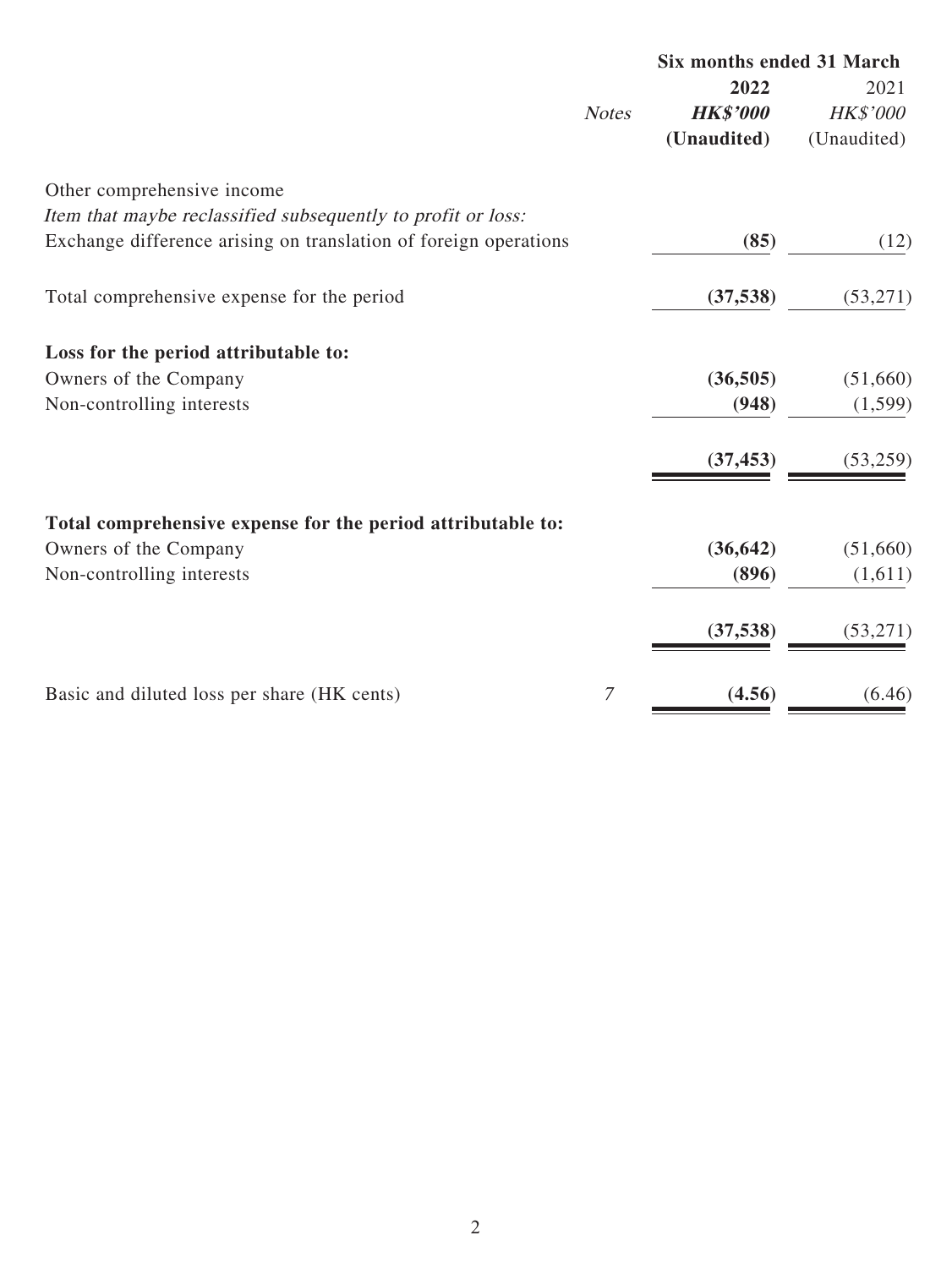| | Notes | Six months ended 31 March 2022 HK$'000 (Unaudited) | 2021 HK$'000 (Unaudited) |
|---|---|---|---|
| Other comprehensive income | | | |
| *Item that maybe reclassified subsequently to profit or loss:* | | | |
| Exchange difference arising on translation of foreign operations | | **(85)** | (12) |
| Total comprehensive expense for the period | | **(37,538)** | (53,271) |
| **Loss for the period attributable to:** | | | |
| Owners of the Company | | **(36,505)** | (51,660) |
| Non-controlling interests | | **(948)** | (1,599) |
| | | **(37,453)** | (53,259) |
| **Total comprehensive expense for the period attributable to:** | | | |
| Owners of the Company | | **(36,642)** | (51,660) |
| Non-controlling interests | | **(896)** | (1,611) |
| | | **(37,538)** | (53,271) |
| Basic and diluted loss per share (HK cents) | 7 | **(4.56)** | (6.46) |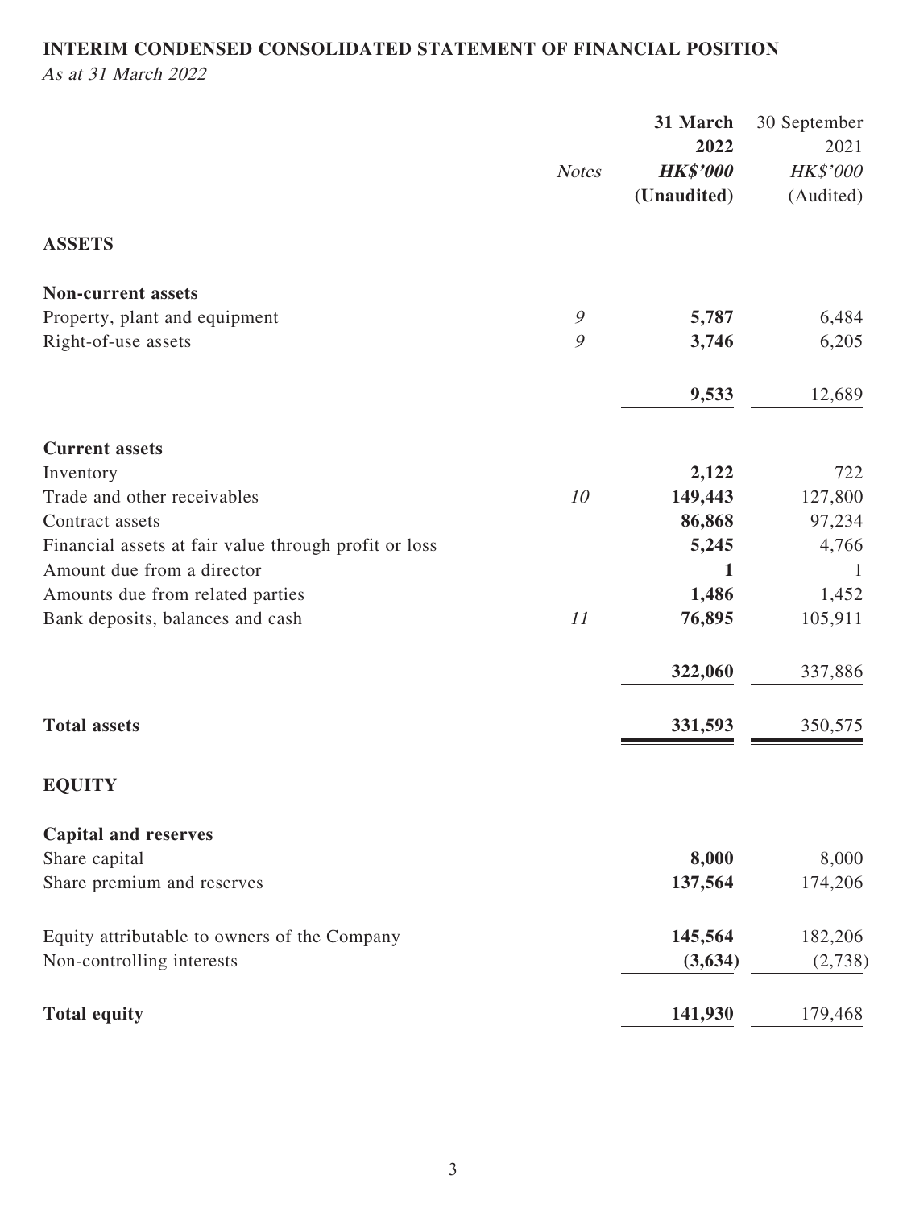# INTERIM CONDENSED CONSOLIDATED STATEMENT OF FINANCIAL POSITION

*As at 31 March 2022*

| | *Notes* | **31 March 2022** | 30 September 2021 |
|---|---|---|---|
| | | ***HK$'000*** | *HK$'000* |
| | | **(Unaudited)** | (Audited) |
| **ASSETS** | | | |
| **Non-current assets** | | | |
| Property, plant and equipment | *9* | **5,787** | 6,484 |
| Right-of-use assets | *9* | **3,746** | 6,205 |
| | | **9,533** | 12,689 |
| **Current assets** | | | |
| Inventory | | **2,122** | 722 |
| Trade and other receivables | *10* | **149,443** | 127,800 |
| Contract assets | | **86,868** | 97,234 |
| Financial assets at fair value through profit or loss | | **5,245** | 4,766 |
| Amount due from a director | | **1** | 1 |
| Amounts due from related parties | | **1,486** | 1,452 |
| Bank deposits, balances and cash | *11* | **76,895** | 105,911 |
| | | **322,060** | 337,886 |
| **Total assets** | | **331,593** | 350,575 |
| **EQUITY** | | | |
| **Capital and reserves** | | | |
| Share capital | | **8,000** | 8,000 |
| Share premium and reserves | | **137,564** | 174,206 |
| Equity attributable to owners of the Company | | **145,564** | 182,206 |
| Non-controlling interests | | **(3,634)** | (2,738) |
| **Total equity** | | **141,930** | 179,468 |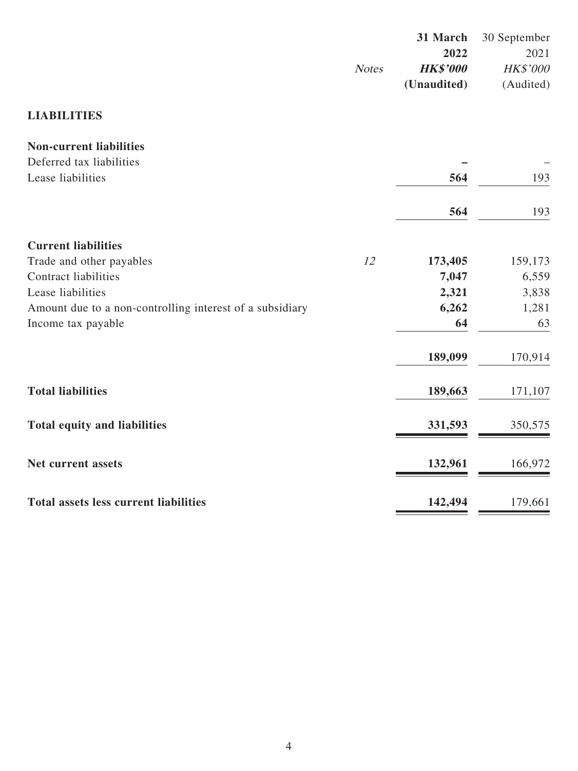| | *Notes* | **31 March 2022** ***HK$'000*** **(Unaudited)** | 30 September 2021 *HK$'000* (Audited) |
|---|---|---|---|
| **LIABILITIES** | | | |
| **Non-current liabilities** | | | |
| Deferred tax liabilities | | **–** | – |
| Lease liabilities | | **564** | 193 |
| | | **564** | 193 |
| **Current liabilities** | | | |
| Trade and other payables | *12* | **173,405** | 159,173 |
| Contract liabilities | | **7,047** | 6,559 |
| Lease liabilities | | **2,321** | 3,838 |
| Amount due to a non-controlling interest of a subsidiary | | **6,262** | 1,281 |
| Income tax payable | | **64** | 63 |
| | | **189,099** | 170,914 |
| **Total liabilities** | | **189,663** | 171,107 |
| **Total equity and liabilities** | | **331,593** | 350,575 |
| **Net current assets** | | **132,961** | 166,972 |
| **Total assets less current liabilities** | | **142,494** | 179,661 |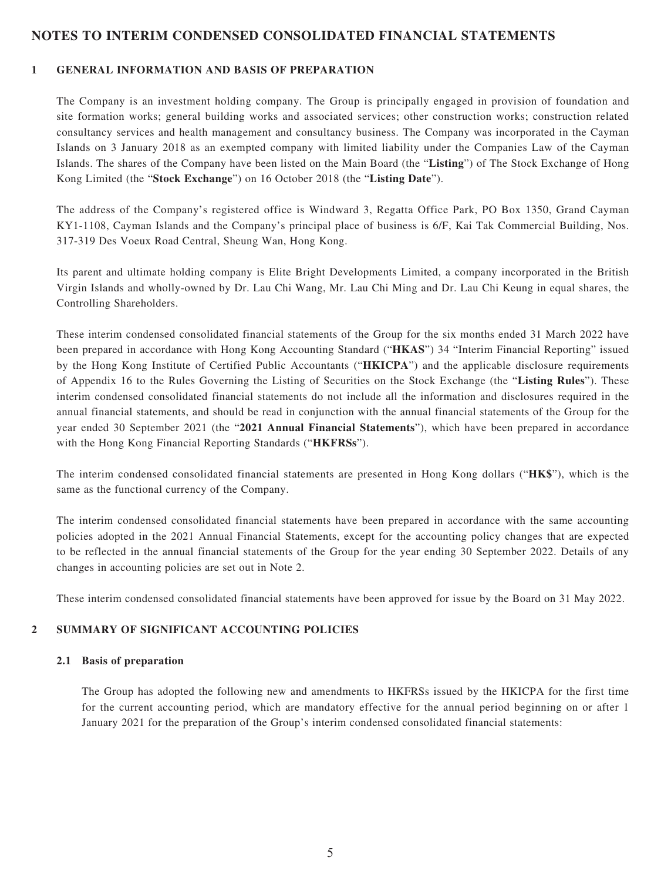# NOTES TO INTERIM CONDENSED CONSOLIDATED FINANCIAL STATEMENTS

## 1 GENERAL INFORMATION AND BASIS OF PREPARATION

The Company is an investment holding company. The Group is principally engaged in provision of foundation and site formation works; general building works and associated services; other construction works; construction related consultancy services and health management and consultancy business. The Company was incorporated in the Cayman Islands on 3 January 2018 as an exempted company with limited liability under the Companies Law of the Cayman Islands. The shares of the Company have been listed on the Main Board (the "**Listing**") of The Stock Exchange of Hong Kong Limited (the "**Stock Exchange**") on 16 October 2018 (the "**Listing Date**").

The address of the Company's registered office is Windward 3, Regatta Office Park, PO Box 1350, Grand Cayman KY1-1108, Cayman Islands and the Company's principal place of business is 6/F, Kai Tak Commercial Building, Nos. 317-319 Des Voeux Road Central, Sheung Wan, Hong Kong.

Its parent and ultimate holding company is Elite Bright Developments Limited, a company incorporated in the British Virgin Islands and wholly-owned by Dr. Lau Chi Wang, Mr. Lau Chi Ming and Dr. Lau Chi Keung in equal shares, the Controlling Shareholders.

These interim condensed consolidated financial statements of the Group for the six months ended 31 March 2022 have been prepared in accordance with Hong Kong Accounting Standard ("**HKAS**") 34 "Interim Financial Reporting" issued by the Hong Kong Institute of Certified Public Accountants ("**HKICPA**") and the applicable disclosure requirements of Appendix 16 to the Rules Governing the Listing of Securities on the Stock Exchange (the "**Listing Rules**"). These interim condensed consolidated financial statements do not include all the information and disclosures required in the annual financial statements, and should be read in conjunction with the annual financial statements of the Group for the year ended 30 September 2021 (the "**2021 Annual Financial Statements**"), which have been prepared in accordance with the Hong Kong Financial Reporting Standards ("**HKFRSs**").

The interim condensed consolidated financial statements are presented in Hong Kong dollars ("**HK$**"), which is the same as the functional currency of the Company.

The interim condensed consolidated financial statements have been prepared in accordance with the same accounting policies adopted in the 2021 Annual Financial Statements, except for the accounting policy changes that are expected to be reflected in the annual financial statements of the Group for the year ending 30 September 2022. Details of any changes in accounting policies are set out in Note 2.

These interim condensed consolidated financial statements have been approved for issue by the Board on 31 May 2022.

## 2 SUMMARY OF SIGNIFICANT ACCOUNTING POLICIES

### 2.1 Basis of preparation

The Group has adopted the following new and amendments to HKFRSs issued by the HKICPA for the first time for the current accounting period, which are mandatory effective for the annual period beginning on or after 1 January 2021 for the preparation of the Group's interim condensed consolidated financial statements: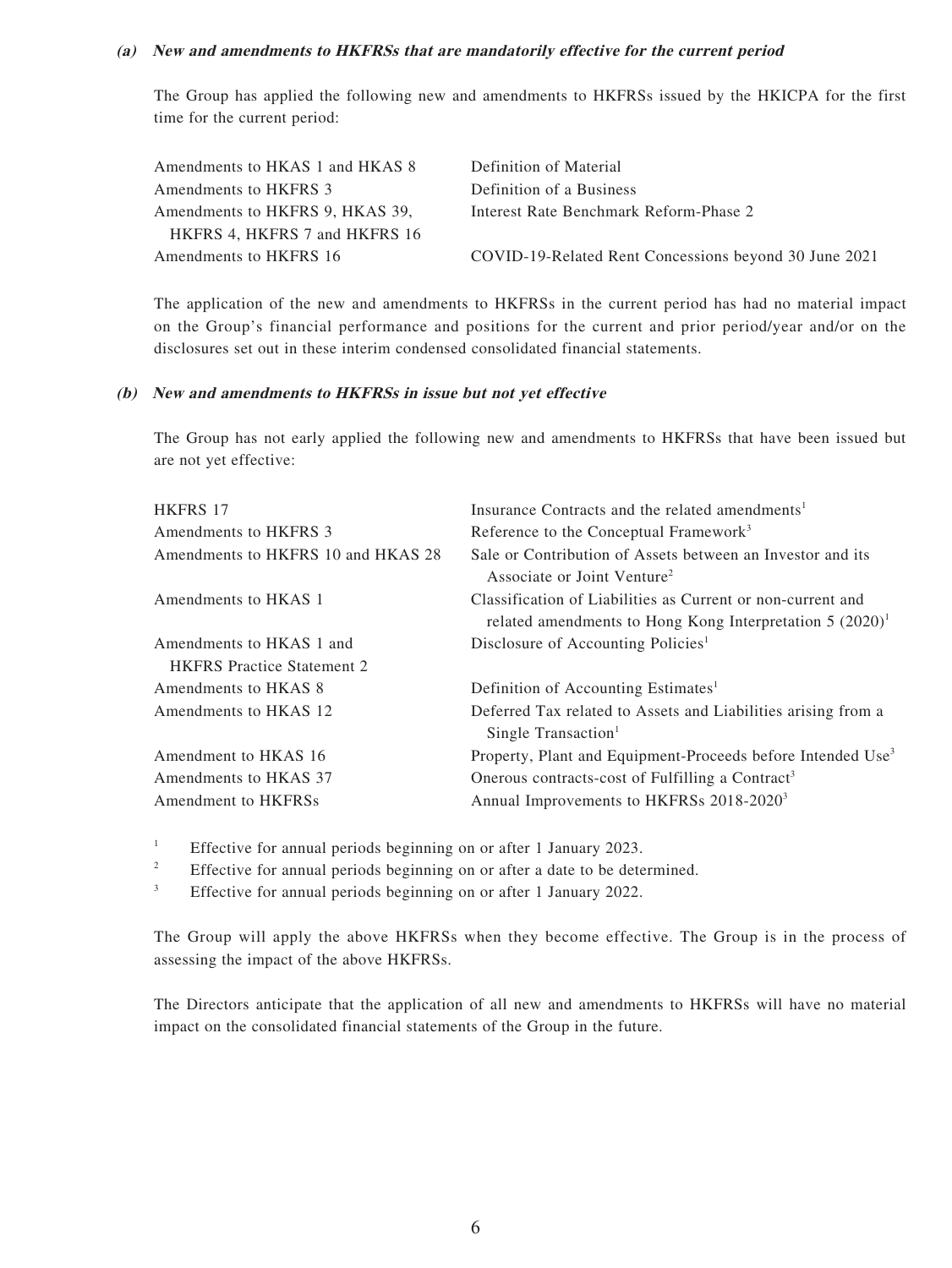**(a) New and amendments to HKFRSs that are mandatorily effective for the current period**

The Group has applied the following new and amendments to HKFRSs issued by the HKICPA for the first time for the current period:

| | |
|---|---|
| Amendments to HKAS 1 and HKAS 8 | Definition of Material |
| Amendments to HKFRS 3 | Definition of a Business |
| Amendments to HKFRS 9, HKAS 39, HKFRS 4, HKFRS 7 and HKFRS 16 | Interest Rate Benchmark Reform-Phase 2 |
| Amendments to HKFRS 16 | COVID-19-Related Rent Concessions beyond 30 June 2021 |

The application of the new and amendments to HKFRSs in the current period has had no material impact on the Group's financial performance and positions for the current and prior period/year and/or on the disclosures set out in these interim condensed consolidated financial statements.

**(b) New and amendments to HKFRSs in issue but not yet effective**

The Group has not early applied the following new and amendments to HKFRSs that have been issued but are not yet effective:

| | |
|---|---|
| HKFRS 17 | Insurance Contracts and the related amendments[1] |
| Amendments to HKFRS 3 | Reference to the Conceptual Framework[3] |
| Amendments to HKFRS 10 and HKAS 28 | Sale or Contribution of Assets between an Investor and its Associate or Joint Venture[2] |
| Amendments to HKAS 1 | Classification of Liabilities as Current or non-current and related amendments to Hong Kong Interpretation 5 (2020)[1] |
| Amendments to HKAS 1 and HKFRS Practice Statement 2 | Disclosure of Accounting Policies[1] |
| Amendments to HKAS 8 | Definition of Accounting Estimates[1] |
| Amendments to HKAS 12 | Deferred Tax related to Assets and Liabilities arising from a Single Transaction[1] |
| Amendment to HKAS 16 | Property, Plant and Equipment-Proceeds before Intended Use[3] |
| Amendments to HKAS 37 | Onerous contracts-cost of Fulfilling a Contract[3] |
| Amendment to HKFRSs | Annual Improvements to HKFRSs 2018-2020[3] |

[1] Effective for annual periods beginning on or after 1 January 2023.

[2] Effective for annual periods beginning on or after a date to be determined.

[3] Effective for annual periods beginning on or after 1 January 2022.

The Group will apply the above HKFRSs when they become effective. The Group is in the process of assessing the impact of the above HKFRSs.

The Directors anticipate that the application of all new and amendments to HKFRSs will have no material impact on the consolidated financial statements of the Group in the future.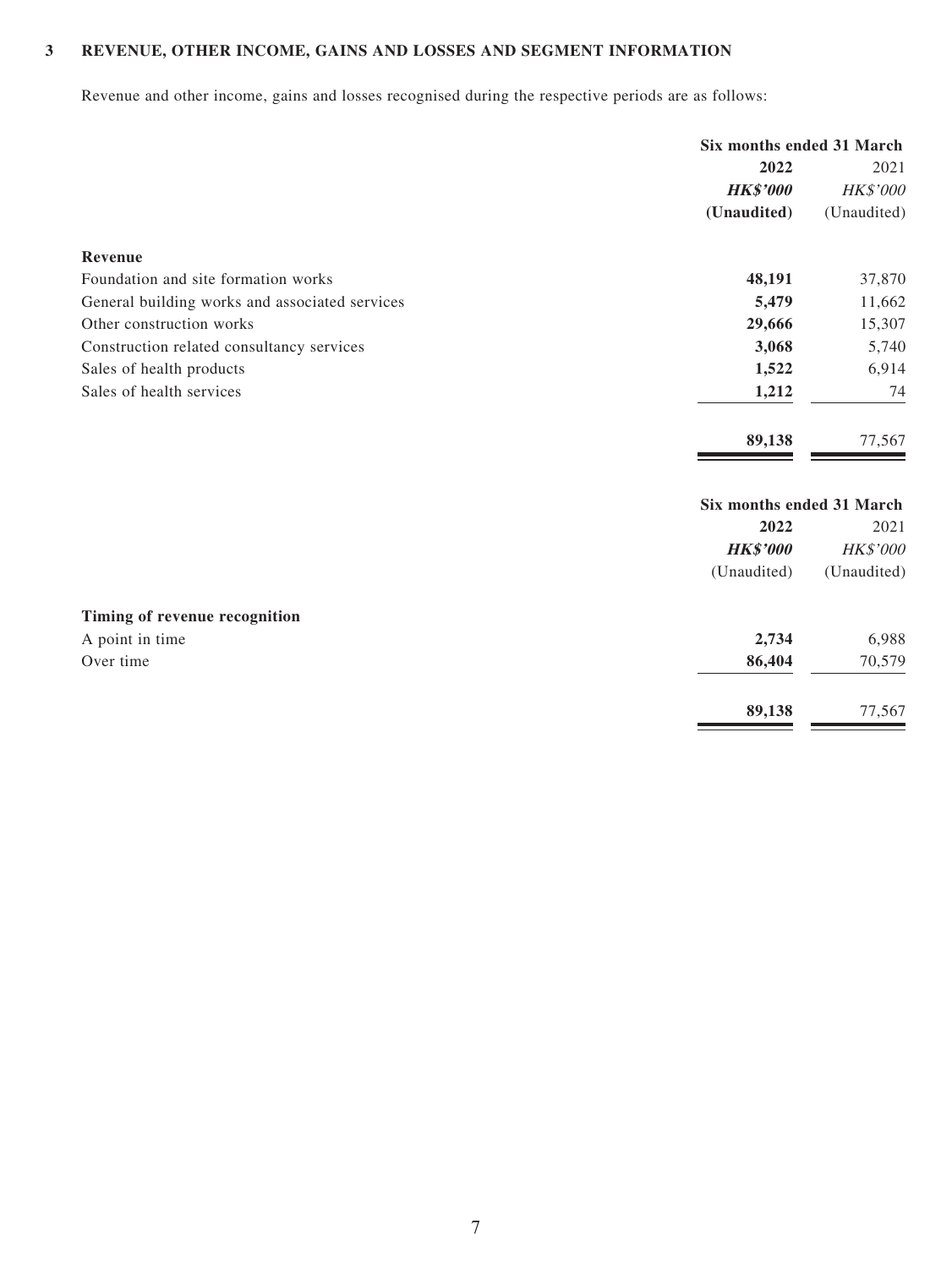## 3 REVENUE, OTHER INCOME, GAINS AND LOSSES AND SEGMENT INFORMATION

Revenue and other income, gains and losses recognised during the respective periods are as follows:

| | Six months ended 31 March | |
|---|---|---|
| | **2022** | 2021 |
| | ***HK$'000*** | *HK$'000* |
| | **(Unaudited)** | (Unaudited) |
| **Revenue** | | |
| Foundation and site formation works | **48,191** | 37,870 |
| General building works and associated services | **5,479** | 11,662 |
| Other construction works | **29,666** | 15,307 |
| Construction related consultancy services | **3,068** | 5,740 |
| Sales of health products | **1,522** | 6,914 |
| Sales of health services | **1,212** | 74 |
| | **89,138** | 77,567 |

| | Six months ended 31 March | |
|---|---|---|
| | **2022** | 2021 |
| | ***HK$'000*** | *HK$'000* |
| | (Unaudited) | (Unaudited) |
| **Timing of revenue recognition** | | |
| A point in time | **2,734** | 6,988 |
| Over time | **86,404** | 70,579 |
| | **89,138** | 77,567 |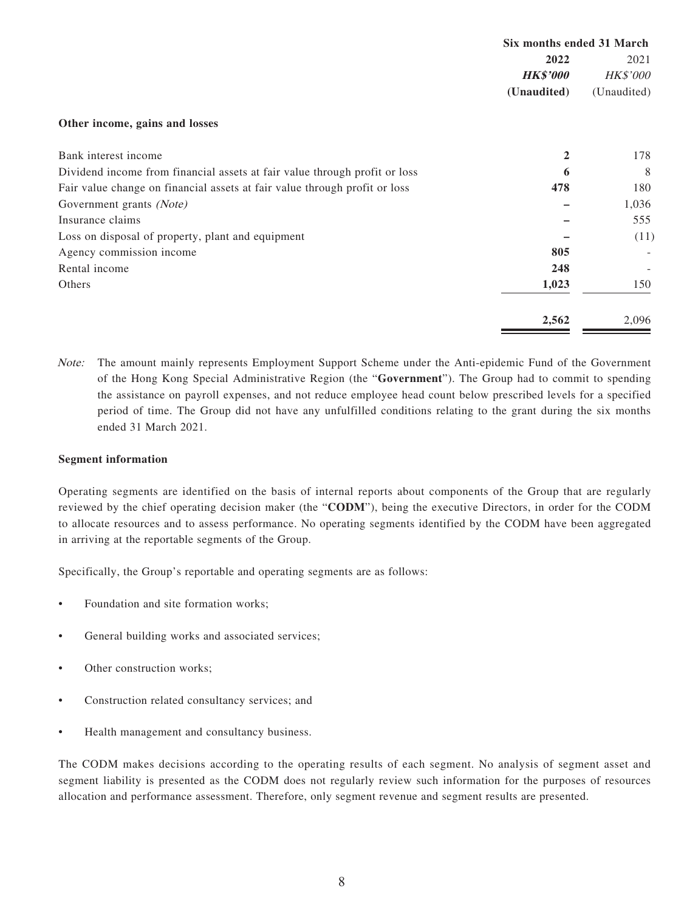| | Six months ended 31 March | |
|---|---|---|
| | **2022** | 2021 |
| | ***HK$'000*** | *HK$'000* |
| | **(Unaudited)** | (Unaudited) |
| **Other income, gains and losses** | | |
| Bank interest income | **2** | 178 |
| Dividend income from financial assets at fair value through profit or loss | **6** | 8 |
| Fair value change on financial assets at fair value through profit or loss | **478** | 180 |
| Government grants *(Note)* | **–** | 1,036 |
| Insurance claims | **–** | 555 |
| Loss on disposal of property, plant and equipment | **–** | (11) |
| Agency commission income | **805** | - |
| Rental income | **248** | - |
| Others | **1,023** | 150 |
| | **2,562** | 2,096 |

*Note:* The amount mainly represents Employment Support Scheme under the Anti-epidemic Fund of the Government of the Hong Kong Special Administrative Region (the "**Government**"). The Group had to commit to spending the assistance on payroll expenses, and not reduce employee head count below prescribed levels for a specified period of time. The Group did not have any unfulfilled conditions relating to the grant during the six months ended 31 March 2021.

**Segment information**

Operating segments are identified on the basis of internal reports about components of the Group that are regularly reviewed by the chief operating decision maker (the "**CODM**"), being the executive Directors, in order for the CODM to allocate resources and to assess performance. No operating segments identified by the CODM have been aggregated in arriving at the reportable segments of the Group.

Specifically, the Group's reportable and operating segments are as follows:

- Foundation and site formation works;
- General building works and associated services;
- Other construction works;
- Construction related consultancy services; and
- Health management and consultancy business.

The CODM makes decisions according to the operating results of each segment. No analysis of segment asset and segment liability is presented as the CODM does not regularly review such information for the purposes of resources allocation and performance assessment. Therefore, only segment revenue and segment results are presented.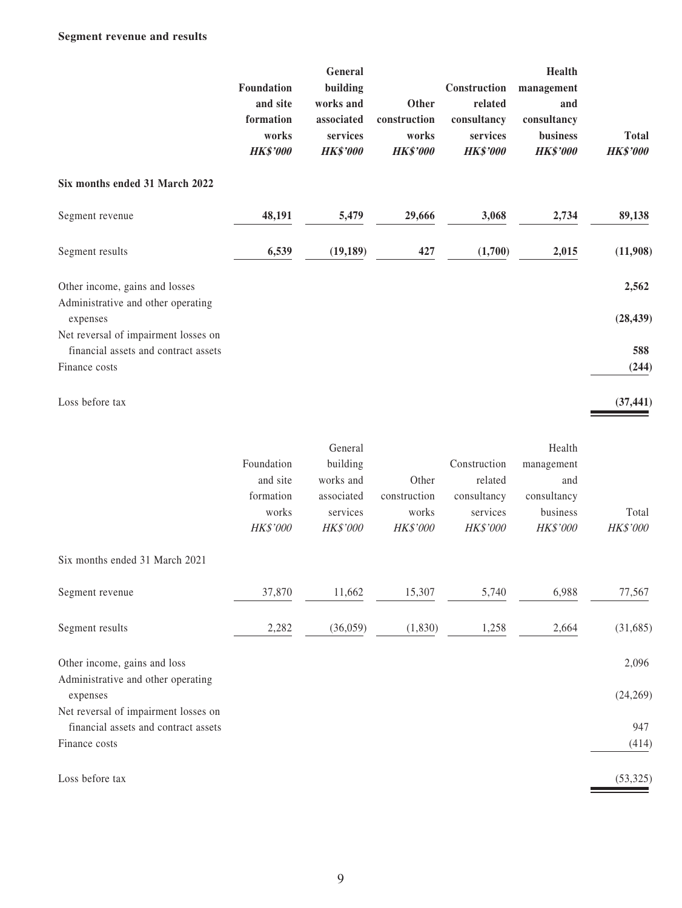**Segment revenue and results**

| | Foundation and site formation works | General building works and associated services | Other construction works | Construction related consultancy services | Health management and consultancy business | Total |
|---|---|---|---|---|---|---|
| | ***HK$'000*** | ***HK$'000*** | ***HK$'000*** | ***HK$'000*** | ***HK$'000*** | ***HK$'000*** |
| **Six months ended 31 March 2022** | | | | | | |
| Segment revenue | **48,191** | **5,479** | **29,666** | **3,068** | **2,734** | **89,138** |
| Segment results | **6,539** | **(19,189)** | **427** | **(1,700)** | **2,015** | **(11,908)** |
| Other income, gains and losses | | | | | | **2,562** |
| Administrative and other operating expenses | | | | | | **(28,439)** |
| Net reversal of impairment losses on financial assets and contract assets | | | | | | **588** |
| Finance costs | | | | | | **(244)** |
| Loss before tax | | | | | | **(37,441)** |

| | Foundation and site formation works | General building works and associated services | Other construction works | Construction related consultancy services | Health management and consultancy business | Total |
|---|---|---|---|---|---|---|
| | *HK$'000* | *HK$'000* | *HK$'000* | *HK$'000* | *HK$'000* | *HK$'000* |
| Six months ended 31 March 2021 | | | | | | |
| Segment revenue | 37,870 | 11,662 | 15,307 | 5,740 | 6,988 | 77,567 |
| Segment results | 2,282 | (36,059) | (1,830) | 1,258 | 2,664 | (31,685) |
| Other income, gains and loss | | | | | | 2,096 |
| Administrative and other operating expenses | | | | | | (24,269) |
| Net reversal of impairment losses on financial assets and contract assets | | | | | | 947 |
| Finance costs | | | | | | (414) |
| Loss before tax | | | | | | (53,325) |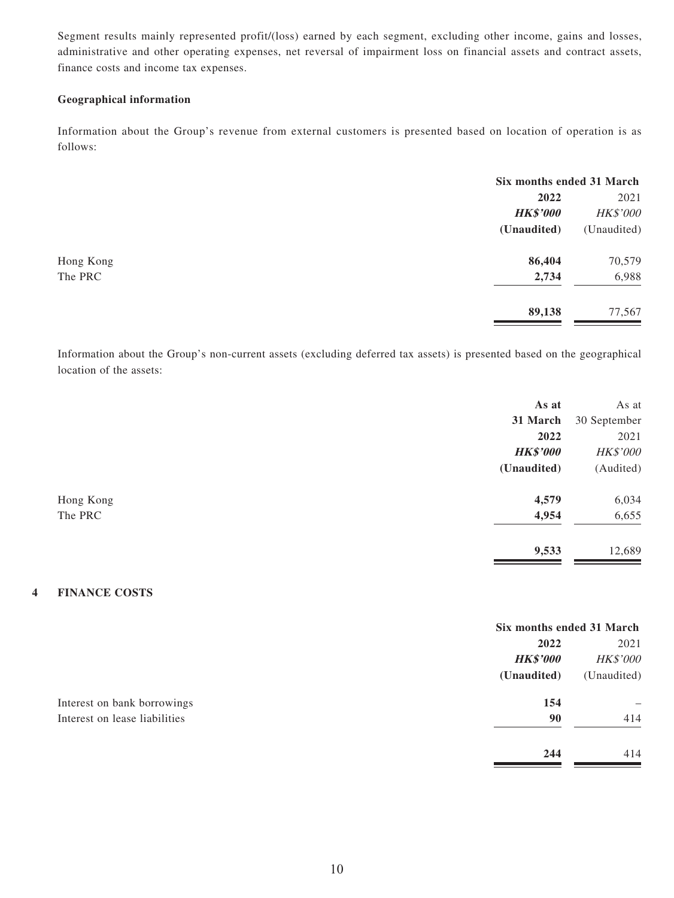Segment results mainly represented profit/(loss) earned by each segment, excluding other income, gains and losses, administrative and other operating expenses, net reversal of impairment loss on financial assets and contract assets, finance costs and income tax expenses.

**Geographical information**

Information about the Group's revenue from external customers is presented based on location of operation is as follows:

| | Six months ended 31 March | |
|---|---|---|
| | **2022** | 2021 |
| | ***HK$'000*** | *HK$'000* |
| | **(Unaudited)** | (Unaudited) |
| Hong Kong | **86,404** | 70,579 |
| The PRC | **2,734** | 6,988 |
| | **89,138** | 77,567 |

Information about the Group's non-current assets (excluding deferred tax assets) is presented based on the geographical location of the assets:

| | **As at 31 March 2022** | As at 30 September 2021 |
|---|---|---|
| | ***HK$'000*** | *HK$'000* |
| | **(Unaudited)** | (Audited) |
| Hong Kong | **4,579** | 6,034 |
| The PRC | **4,954** | 6,655 |
| | **9,533** | 12,689 |

## 4 FINANCE COSTS

| | Six months ended 31 March | |
|---|---|---|
| | **2022** | 2021 |
| | ***HK$'000*** | *HK$'000* |
| | **(Unaudited)** | (Unaudited) |
| Interest on bank borrowings | **154** | – |
| Interest on lease liabilities | **90** | 414 |
| | **244** | 414 |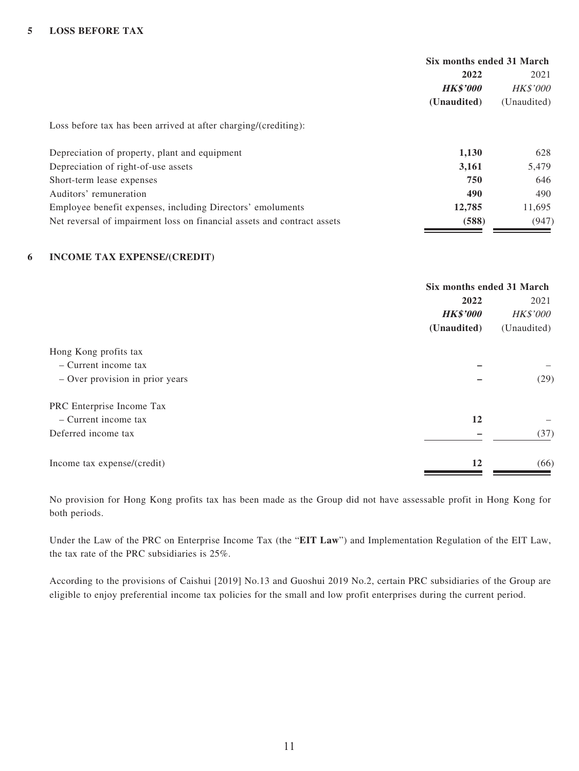## 5 LOSS BEFORE TAX

| | Six months ended 31 March | |
|---|---|---|
| | **2022** | 2021 |
| | ***HK$'000*** | *HK$'000* |
| | **(Unaudited)** | (Unaudited) |
| Loss before tax has been arrived at after charging/(crediting): | | |
| Depreciation of property, plant and equipment | **1,130** | 628 |
| Depreciation of right-of-use assets | **3,161** | 5,479 |
| Short-term lease expenses | **750** | 646 |
| Auditors' remuneration | **490** | 490 |
| Employee benefit expenses, including Directors' emoluments | **12,785** | 11,695 |
| Net reversal of impairment loss on financial assets and contract assets | **(588)** | (947) |

## 6 INCOME TAX EXPENSE/(CREDIT)

| | Six months ended 31 March | |
|---|---|---|
| | **2022** | 2021 |
| | ***HK$'000*** | *HK$'000* |
| | **(Unaudited)** | (Unaudited) |
| Hong Kong profits tax | | |
| – Current income tax | **–** | – |
| – Over provision in prior years | **–** | (29) |
| PRC Enterprise Income Tax | | |
| – Current income tax | **12** | – |
| Deferred income tax | **–** | (37) |
| Income tax expense/(credit) | **12** | (66) |

No provision for Hong Kong profits tax has been made as the Group did not have assessable profit in Hong Kong for both periods.

Under the Law of the PRC on Enterprise Income Tax (the "**EIT Law**") and Implementation Regulation of the EIT Law, the tax rate of the PRC subsidiaries is 25%.

According to the provisions of Caishui [2019] No.13 and Guoshui 2019 No.2, certain PRC subsidiaries of the Group are eligible to enjoy preferential income tax policies for the small and low profit enterprises during the current period.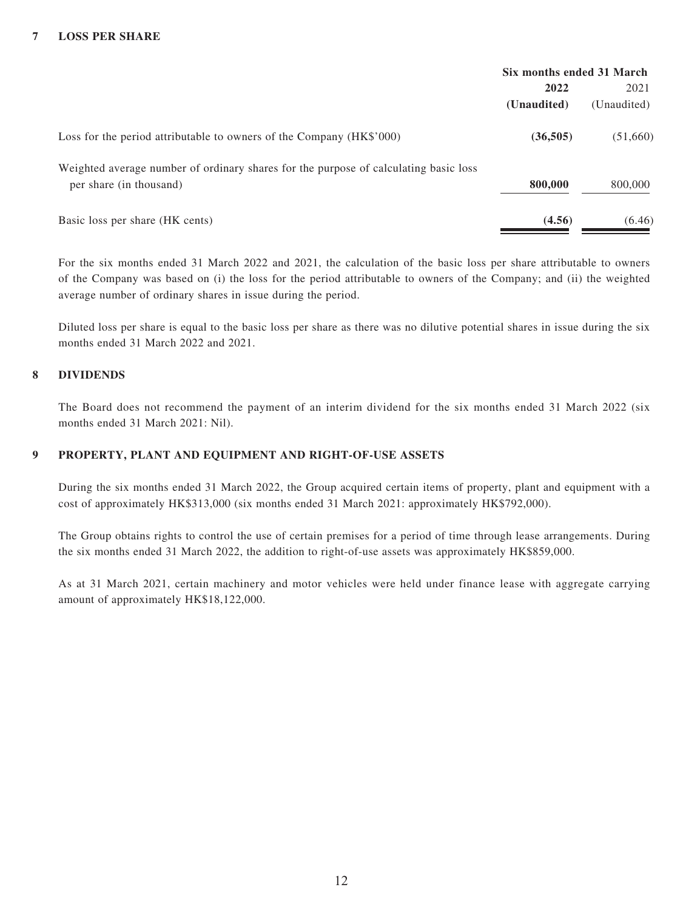## 7 LOSS PER SHARE

| | Six months ended 31 March | |
|---|---|---|
| | **2022** | 2021 |
| | **(Unaudited)** | (Unaudited) |
| Loss for the period attributable to owners of the Company (HK$'000) | **(36,505)** | (51,660) |
| Weighted average number of ordinary shares for the purpose of calculating basic loss per share (in thousand) | **800,000** | 800,000 |
| Basic loss per share (HK cents) | **(4.56)** | (6.46) |

For the six months ended 31 March 2022 and 2021, the calculation of the basic loss per share attributable to owners of the Company was based on (i) the loss for the period attributable to owners of the Company; and (ii) the weighted average number of ordinary shares in issue during the period.

Diluted loss per share is equal to the basic loss per share as there was no dilutive potential shares in issue during the six months ended 31 March 2022 and 2021.

## 8 DIVIDENDS

The Board does not recommend the payment of an interim dividend for the six months ended 31 March 2022 (six months ended 31 March 2021: Nil).

## 9 PROPERTY, PLANT AND EQUIPMENT AND RIGHT-OF-USE ASSETS

During the six months ended 31 March 2022, the Group acquired certain items of property, plant and equipment with a cost of approximately HK$313,000 (six months ended 31 March 2021: approximately HK$792,000).

The Group obtains rights to control the use of certain premises for a period of time through lease arrangements. During the six months ended 31 March 2022, the addition to right-of-use assets was approximately HK$859,000.

As at 31 March 2021, certain machinery and motor vehicles were held under finance lease with aggregate carrying amount of approximately HK$18,122,000.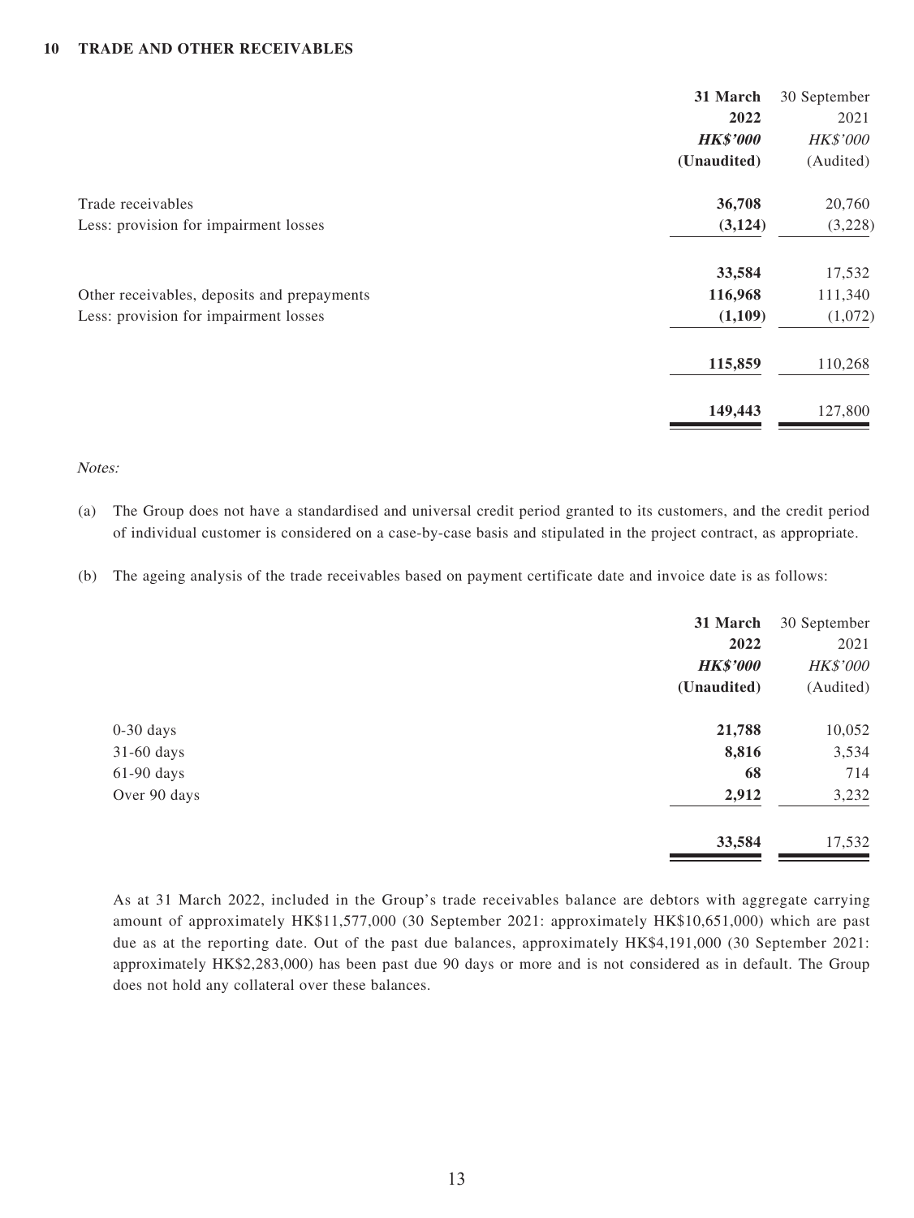## 10 TRADE AND OTHER RECEIVABLES

| | 31 March 2022 | 30 September 2021 |
|---|---|---|
| | ***HK$'000*** | *HK$'000* |
| | **(Unaudited)** | (Audited) |
| Trade receivables | **36,708** | 20,760 |
| Less: provision for impairment losses | **(3,124)** | (3,228) |
| | **33,584** | 17,532 |
| Other receivables, deposits and prepayments | **116,968** | 111,340 |
| Less: provision for impairment losses | **(1,109)** | (1,072) |
| | **115,859** | 110,268 |
| | **149,443** | 127,800 |

*Notes:*

(a) The Group does not have a standardised and universal credit period granted to its customers, and the credit period of individual customer is considered on a case-by-case basis and stipulated in the project contract, as appropriate.

(b) The ageing analysis of the trade receivables based on payment certificate date and invoice date is as follows:

| | 31 March 2022 | 30 September 2021 |
|---|---|---|
| | ***HK$'000*** | *HK$'000* |
| | **(Unaudited)** | (Audited) |
| 0-30 days | **21,788** | 10,052 |
| 31-60 days | **8,816** | 3,534 |
| 61-90 days | **68** | 714 |
| Over 90 days | **2,912** | 3,232 |
| | **33,584** | 17,532 |

As at 31 March 2022, included in the Group's trade receivables balance are debtors with aggregate carrying amount of approximately HK$11,577,000 (30 September 2021: approximately HK$10,651,000) which are past due as at the reporting date. Out of the past due balances, approximately HK$4,191,000 (30 September 2021: approximately HK$2,283,000) has been past due 90 days or more and is not considered as in default. The Group does not hold any collateral over these balances.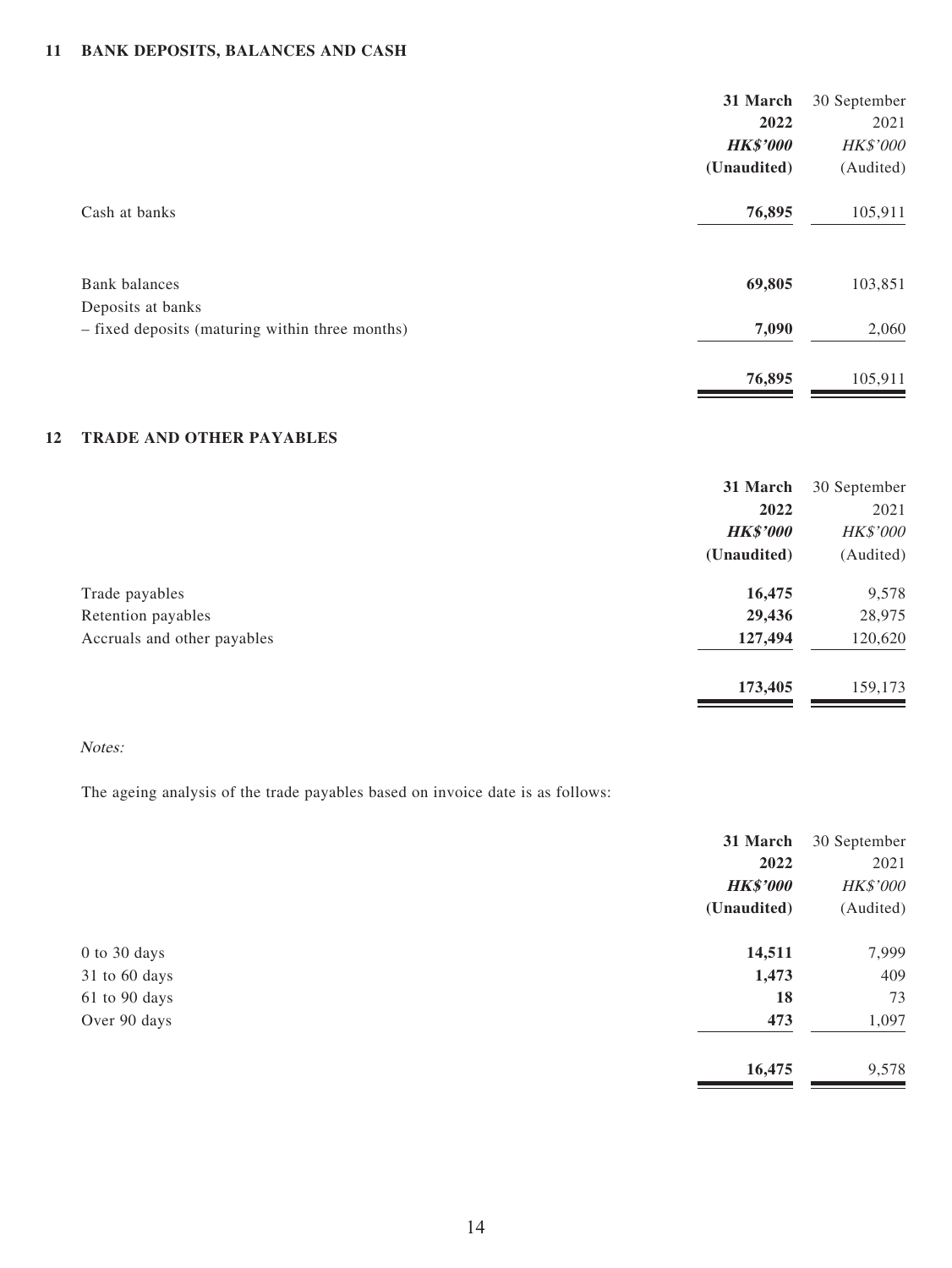## 11 BANK DEPOSITS, BALANCES AND CASH

| | 31 March 2022 HK$'000 (Unaudited) | 30 September 2021 HK$'000 (Audited) |
|---|---|---|
| Cash at banks | **76,895** | 105,911 |
| | | |
| Bank balances | **69,805** | 103,851 |
| Deposits at banks | | |
| – fixed deposits (maturing within three months) | **7,090** | 2,060 |
| | **76,895** | 105,911 |

## 12 TRADE AND OTHER PAYABLES

| | 31 March 2022 HK$'000 (Unaudited) | 30 September 2021 HK$'000 (Audited) |
|---|---|---|
| Trade payables | **16,475** | 9,578 |
| Retention payables | **29,436** | 28,975 |
| Accruals and other payables | **127,494** | 120,620 |
| | **173,405** | 159,173 |

*Notes:*

The ageing analysis of the trade payables based on invoice date is as follows:

| | 31 March 2022 HK$'000 (Unaudited) | 30 September 2021 HK$'000 (Audited) |
|---|---|---|
| 0 to 30 days | **14,511** | 7,999 |
| 31 to 60 days | **1,473** | 409 |
| 61 to 90 days | **18** | 73 |
| Over 90 days | **473** | 1,097 |
| | **16,475** | 9,578 |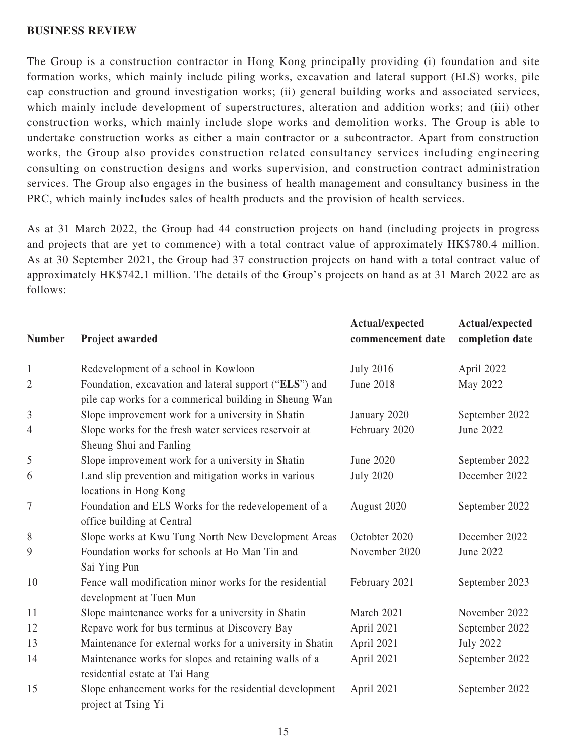**BUSINESS REVIEW**

The Group is a construction contractor in Hong Kong principally providing (i) foundation and site formation works, which mainly include piling works, excavation and lateral support (ELS) works, pile cap construction and ground investigation works; (ii) general building works and associated services, which mainly include development of superstructures, alteration and addition works; and (iii) other construction works, which mainly include slope works and demolition works. The Group is able to undertake construction works as either a main contractor or a subcontractor. Apart from construction works, the Group also provides construction related consultancy services including engineering consulting on construction designs and works supervision, and construction contract administration services. The Group also engages in the business of health management and consultancy business in the PRC, which mainly includes sales of health products and the provision of health services.

As at 31 March 2022, the Group had 44 construction projects on hand (including projects in progress and projects that are yet to commence) with a total contract value of approximately HK$780.4 million. As at 30 September 2021, the Group had 37 construction projects on hand with a total contract value of approximately HK$742.1 million. The details of the Group's projects on hand as at 31 March 2022 are as follows:

| Number | Project awarded | Actual/expected commencement date | Actual/expected completion date |
|---|---|---|---|
| 1 | Redevelopment of a school in Kowloon | July 2016 | April 2022 |
| 2 | Foundation, excavation and lateral support ("**ELS**") and pile cap works for a commerical building in Sheung Wan | June 2018 | May 2022 |
| 3 | Slope improvement work for a university in Shatin | January 2020 | September 2022 |
| 4 | Slope works for the fresh water services reservoir at Sheung Shui and Fanling | February 2020 | June 2022 |
| 5 | Slope improvement work for a university in Shatin | June 2020 | September 2022 |
| 6 | Land slip prevention and mitigation works in various locations in Hong Kong | July 2020 | December 2022 |
| 7 | Foundation and ELS Works for the redevelopement of a office building at Central | August 2020 | September 2022 |
| 8 | Slope works at Kwu Tung North New Development Areas | Octobter 2020 | December 2022 |
| 9 | Foundation works for schools at Ho Man Tin and Sai Ying Pun | November 2020 | June 2022 |
| 10 | Fence wall modification minor works for the residential development at Tuen Mun | February 2021 | September 2023 |
| 11 | Slope maintenance works for a university in Shatin | March 2021 | November 2022 |
| 12 | Repave work for bus terminus at Discovery Bay | April 2021 | September 2022 |
| 13 | Maintenance for external works for a university in Shatin | April 2021 | July 2022 |
| 14 | Maintenance works for slopes and retaining walls of a residential estate at Tai Hang | April 2021 | September 2022 |
| 15 | Slope enhancement works for the residential development project at Tsing Yi | April 2021 | September 2022 |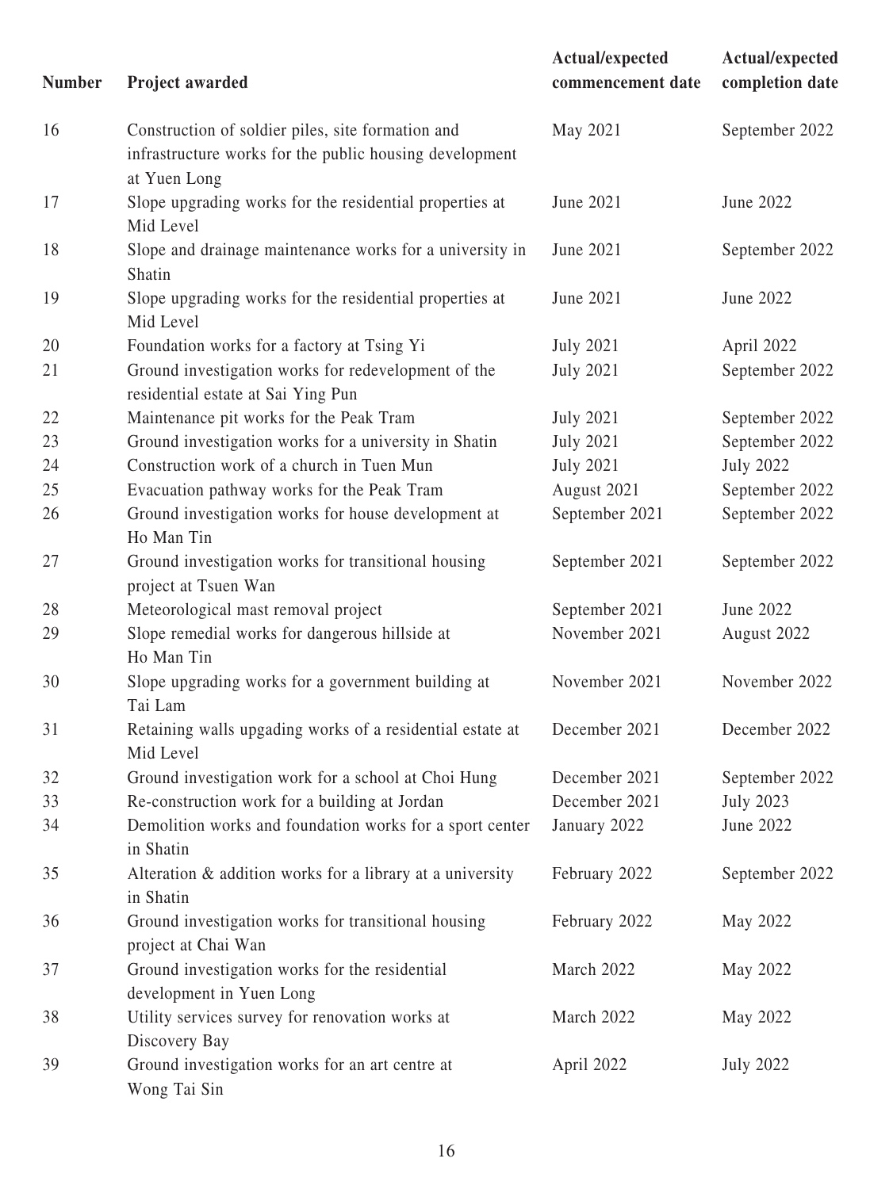| Number | Project awarded | Actual/expected commencement date | Actual/expected completion date |
|---|---|---|---|
| 16 | Construction of soldier piles, site formation and infrastructure works for the public housing development at Yuen Long | May 2021 | September 2022 |
| 17 | Slope upgrading works for the residential properties at Mid Level | June 2021 | June 2022 |
| 18 | Slope and drainage maintenance works for a university in Shatin | June 2021 | September 2022 |
| 19 | Slope upgrading works for the residential properties at Mid Level | June 2021 | June 2022 |
| 20 | Foundation works for a factory at Tsing Yi | July 2021 | April 2022 |
| 21 | Ground investigation works for redevelopment of the residential estate at Sai Ying Pun | July 2021 | September 2022 |
| 22 | Maintenance pit works for the Peak Tram | July 2021 | September 2022 |
| 23 | Ground investigation works for a university in Shatin | July 2021 | September 2022 |
| 24 | Construction work of a church in Tuen Mun | July 2021 | July 2022 |
| 25 | Evacuation pathway works for the Peak Tram | August 2021 | September 2022 |
| 26 | Ground investigation works for house development at Ho Man Tin | September 2021 | September 2022 |
| 27 | Ground investigation works for transitional housing project at Tsuen Wan | September 2021 | September 2022 |
| 28 | Meteorological mast removal project | September 2021 | June 2022 |
| 29 | Slope remedial works for dangerous hillside at Ho Man Tin | November 2021 | August 2022 |
| 30 | Slope upgrading works for a government building at Tai Lam | November 2021 | November 2022 |
| 31 | Retaining walls upgading works of a residential estate at Mid Level | December 2021 | December 2022 |
| 32 | Ground investigation work for a school at Choi Hung | December 2021 | September 2022 |
| 33 | Re-construction work for a building at Jordan | December 2021 | July 2023 |
| 34 | Demolition works and foundation works for a sport center in Shatin | January 2022 | June 2022 |
| 35 | Alteration & addition works for a library at a university in Shatin | February 2022 | September 2022 |
| 36 | Ground investigation works for transitional housing project at Chai Wan | February 2022 | May 2022 |
| 37 | Ground investigation works for the residential development in Yuen Long | March 2022 | May 2022 |
| 38 | Utility services survey for renovation works at Discovery Bay | March 2022 | May 2022 |
| 39 | Ground investigation works for an art centre at Wong Tai Sin | April 2022 | July 2022 |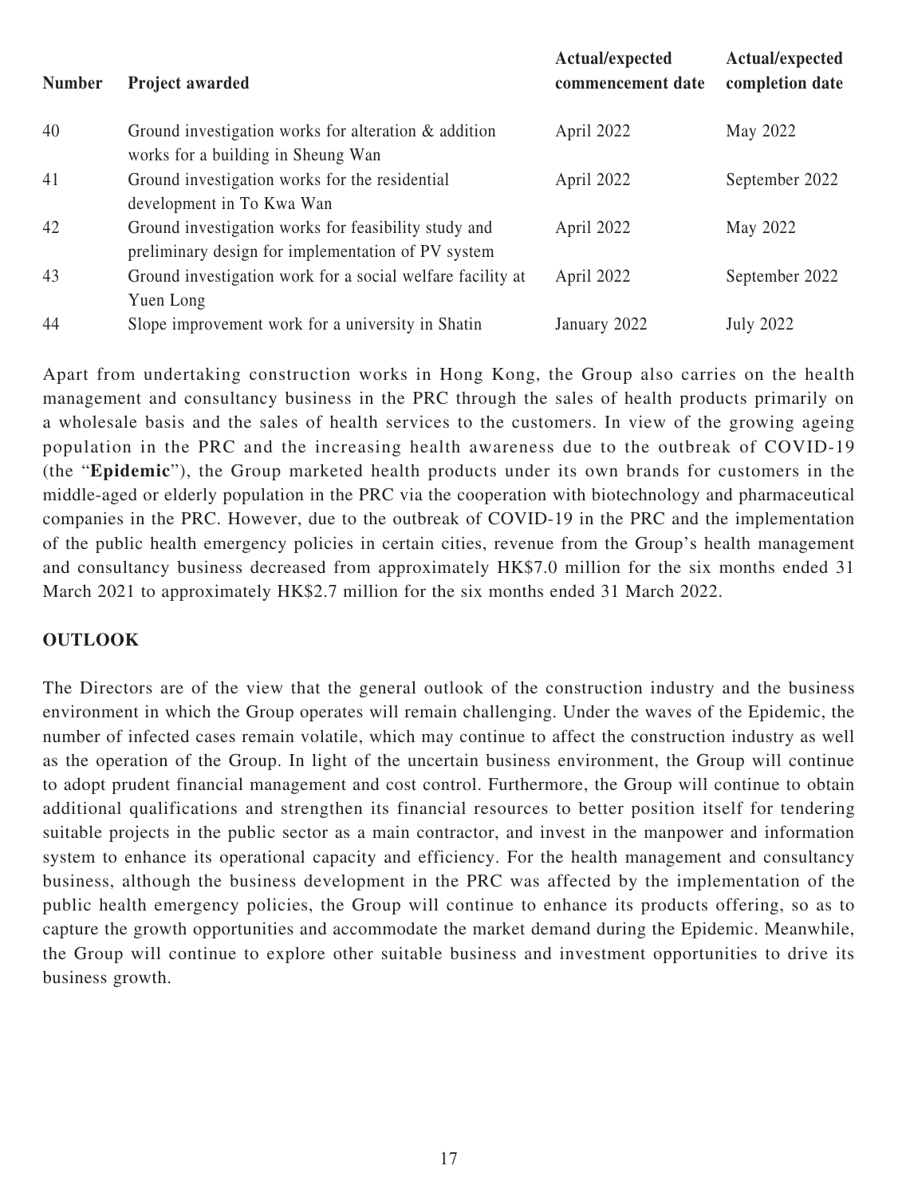| Number | Project awarded | Actual/expected commencement date | Actual/expected completion date |
|---|---|---|---|
| 40 | Ground investigation works for alteration & addition works for a building in Sheung Wan | April 2022 | May 2022 |
| 41 | Ground investigation works for the residential development in To Kwa Wan | April 2022 | September 2022 |
| 42 | Ground investigation works for feasibility study and preliminary design for implementation of PV system | April 2022 | May 2022 |
| 43 | Ground investigation work for a social welfare facility at Yuen Long | April 2022 | September 2022 |
| 44 | Slope improvement work for a university in Shatin | January 2022 | July 2022 |

Apart from undertaking construction works in Hong Kong, the Group also carries on the health management and consultancy business in the PRC through the sales of health products primarily on a wholesale basis and the sales of health services to the customers. In view of the growing ageing population in the PRC and the increasing health awareness due to the outbreak of COVID-19 (the "**Epidemic**"), the Group marketed health products under its own brands for customers in the middle-aged or elderly population in the PRC via the cooperation with biotechnology and pharmaceutical companies in the PRC. However, due to the outbreak of COVID-19 in the PRC and the implementation of the public health emergency policies in certain cities, revenue from the Group's health management and consultancy business decreased from approximately HK$7.0 million for the six months ended 31 March 2021 to approximately HK$2.7 million for the six months ended 31 March 2022.

## OUTLOOK

The Directors are of the view that the general outlook of the construction industry and the business environment in which the Group operates will remain challenging. Under the waves of the Epidemic, the number of infected cases remain volatile, which may continue to affect the construction industry as well as the operation of the Group. In light of the uncertain business environment, the Group will continue to adopt prudent financial management and cost control. Furthermore, the Group will continue to obtain additional qualifications and strengthen its financial resources to better position itself for tendering suitable projects in the public sector as a main contractor, and invest in the manpower and information system to enhance its operational capacity and efficiency. For the health management and consultancy business, although the business development in the PRC was affected by the implementation of the public health emergency policies, the Group will continue to enhance its products offering, so as to capture the growth opportunities and accommodate the market demand during the Epidemic. Meanwhile, the Group will continue to explore other suitable business and investment opportunities to drive its business growth.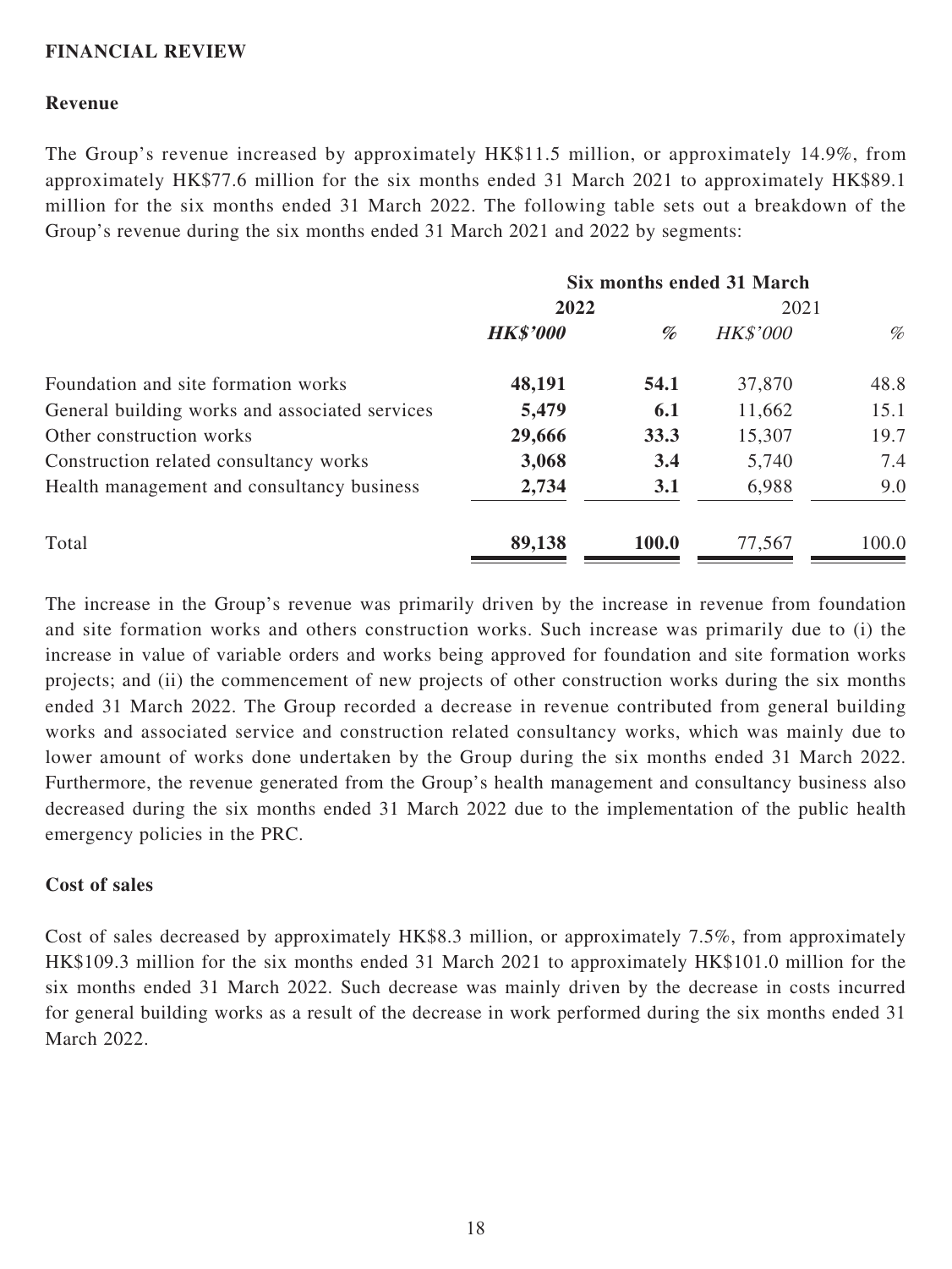## FINANCIAL REVIEW

### Revenue

The Group's revenue increased by approximately HK$11.5 million, or approximately 14.9%, from approximately HK$77.6 million for the six months ended 31 March 2021 to approximately HK$89.1 million for the six months ended 31 March 2022. The following table sets out a breakdown of the Group's revenue during the six months ended 31 March 2021 and 2022 by segments:

| | Six months ended 31 March | | | |
|---|---|---|---|---|
| | **2022** | | 2021 | |
| | ***HK$'000*** | *%* | *HK$'000* | *%* |
| Foundation and site formation works | **48,191** | **54.1** | 37,870 | 48.8 |
| General building works and associated services | **5,479** | **6.1** | 11,662 | 15.1 |
| Other construction works | **29,666** | **33.3** | 15,307 | 19.7 |
| Construction related consultancy works | **3,068** | **3.4** | 5,740 | 7.4 |
| Health management and consultancy business | **2,734** | **3.1** | 6,988 | 9.0 |
| Total | **89,138** | **100.0** | 77,567 | 100.0 |

The increase in the Group's revenue was primarily driven by the increase in revenue from foundation and site formation works and others construction works. Such increase was primarily due to (i) the increase in value of variable orders and works being approved for foundation and site formation works projects; and (ii) the commencement of new projects of other construction works during the six months ended 31 March 2022. The Group recorded a decrease in revenue contributed from general building works and associated service and construction related consultancy works, which was mainly due to lower amount of works done undertaken by the Group during the six months ended 31 March 2022. Furthermore, the revenue generated from the Group's health management and consultancy business also decreased during the six months ended 31 March 2022 due to the implementation of the public health emergency policies in the PRC.

### Cost of sales

Cost of sales decreased by approximately HK$8.3 million, or approximately 7.5%, from approximately HK$109.3 million for the six months ended 31 March 2021 to approximately HK$101.0 million for the six months ended 31 March 2022. Such decrease was mainly driven by the decrease in costs incurred for general building works as a result of the decrease in work performed during the six months ended 31 March 2022.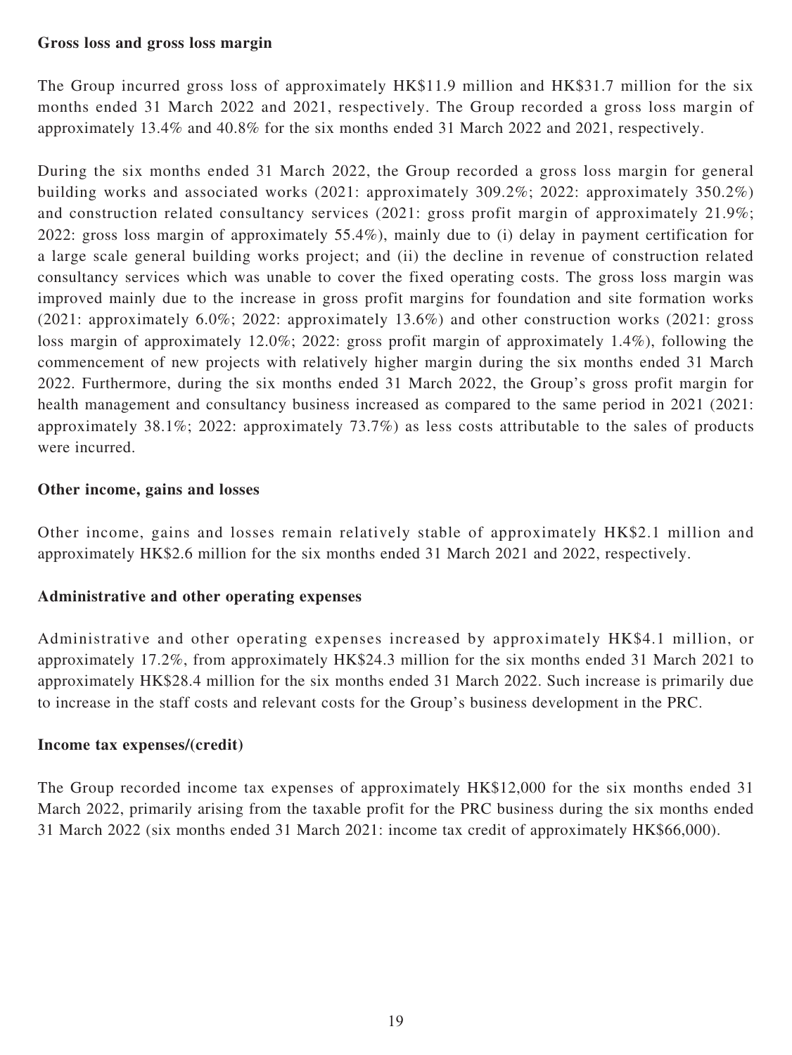**Gross loss and gross loss margin**

The Group incurred gross loss of approximately HK$11.9 million and HK$31.7 million for the six months ended 31 March 2022 and 2021, respectively. The Group recorded a gross loss margin of approximately 13.4% and 40.8% for the six months ended 31 March 2022 and 2021, respectively.

During the six months ended 31 March 2022, the Group recorded a gross loss margin for general building works and associated works (2021: approximately 309.2%; 2022: approximately 350.2%) and construction related consultancy services (2021: gross profit margin of approximately 21.9%; 2022: gross loss margin of approximately 55.4%), mainly due to (i) delay in payment certification for a large scale general building works project; and (ii) the decline in revenue of construction related consultancy services which was unable to cover the fixed operating costs. The gross loss margin was improved mainly due to the increase in gross profit margins for foundation and site formation works (2021: approximately 6.0%; 2022: approximately 13.6%) and other construction works (2021: gross loss margin of approximately 12.0%; 2022: gross profit margin of approximately 1.4%), following the commencement of new projects with relatively higher margin during the six months ended 31 March 2022. Furthermore, during the six months ended 31 March 2022, the Group's gross profit margin for health management and consultancy business increased as compared to the same period in 2021 (2021: approximately 38.1%; 2022: approximately 73.7%) as less costs attributable to the sales of products were incurred.

**Other income, gains and losses**

Other income, gains and losses remain relatively stable of approximately HK$2.1 million and approximately HK$2.6 million for the six months ended 31 March 2021 and 2022, respectively.

**Administrative and other operating expenses**

Administrative and other operating expenses increased by approximately HK$4.1 million, or approximately 17.2%, from approximately HK$24.3 million for the six months ended 31 March 2021 to approximately HK$28.4 million for the six months ended 31 March 2022. Such increase is primarily due to increase in the staff costs and relevant costs for the Group's business development in the PRC.

**Income tax expenses/(credit)**

The Group recorded income tax expenses of approximately HK$12,000 for the six months ended 31 March 2022, primarily arising from the taxable profit for the PRC business during the six months ended 31 March 2022 (six months ended 31 March 2021: income tax credit of approximately HK$66,000).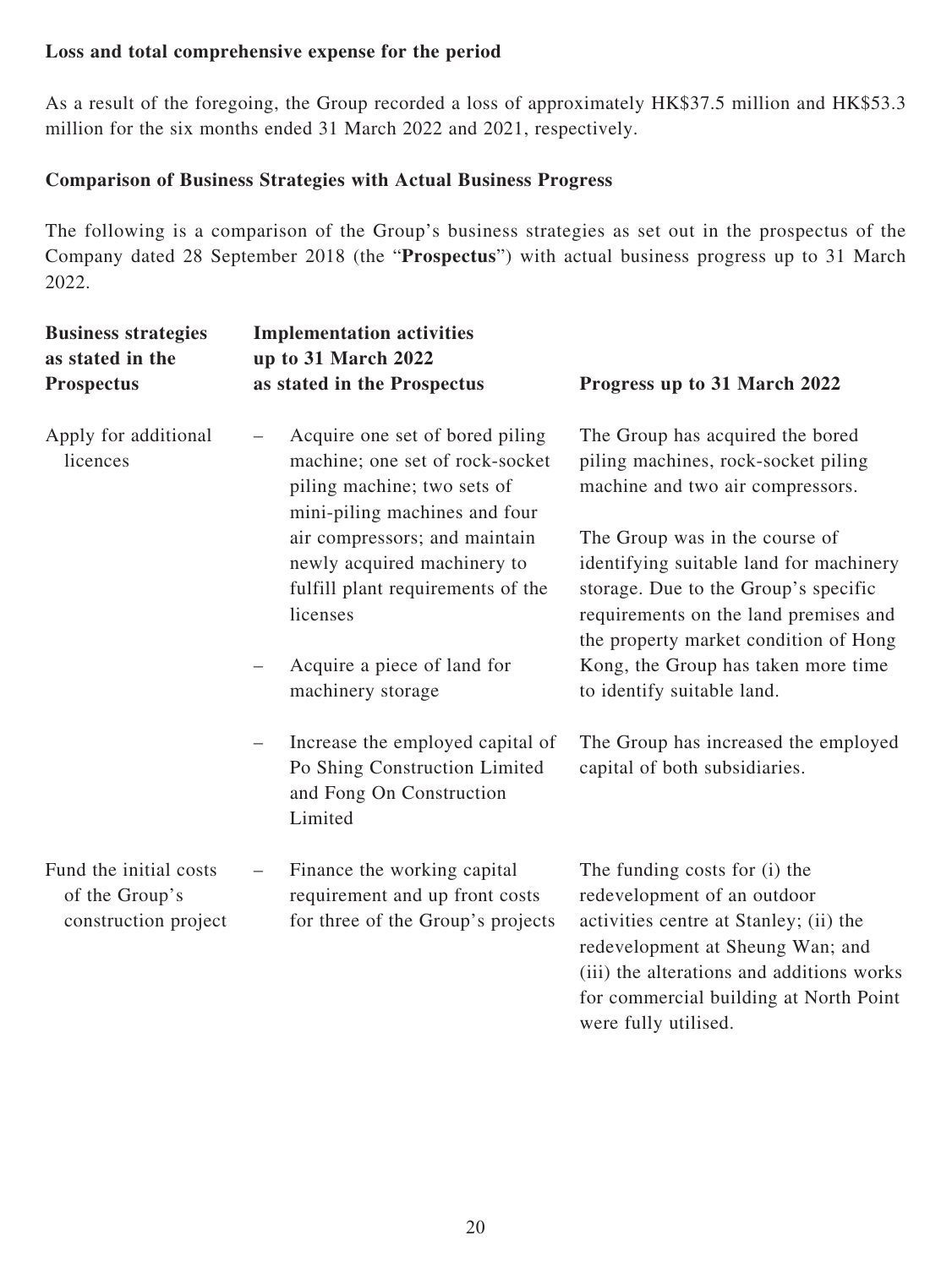**Loss and total comprehensive expense for the period**

As a result of the foregoing, the Group recorded a loss of approximately HK$37.5 million and HK$53.3 million for the six months ended 31 March 2022 and 2021, respectively.

**Comparison of Business Strategies with Actual Business Progress**

The following is a comparison of the Group's business strategies as set out in the prospectus of the Company dated 28 September 2018 (the "**Prospectus**") with actual business progress up to 31 March 2022.

| Business strategies as stated in the Prospectus | Implementation activities up to 31 March 2022 as stated in the Prospectus | Progress up to 31 March 2022 |
|---|---|---|
| Apply for additional licences | – Acquire one set of bored piling machine; one set of rock-socket piling machine; two sets of mini-piling machines and four air compressors; and maintain newly acquired machinery to fulfill plant requirements of the licenses | The Group has acquired the bored piling machines, rock-socket piling machine and two air compressors. |
| | – Acquire a piece of land for machinery storage | The Group was in the course of identifying suitable land for machinery storage. Due to the Group's specific requirements on the land premises and the property market condition of Hong Kong, the Group has taken more time to identify suitable land. |
| | – Increase the employed capital of Po Shing Construction Limited and Fong On Construction Limited | The Group has increased the employed capital of both subsidiaries. |
| Fund the initial costs of the Group's construction project | – Finance the working capital requirement and up front costs for three of the Group's projects | The funding costs for (i) the redevelopment of an outdoor activities centre at Stanley; (ii) the redevelopment at Sheung Wan; and (iii) the alterations and additions works for commercial building at North Point were fully utilised. |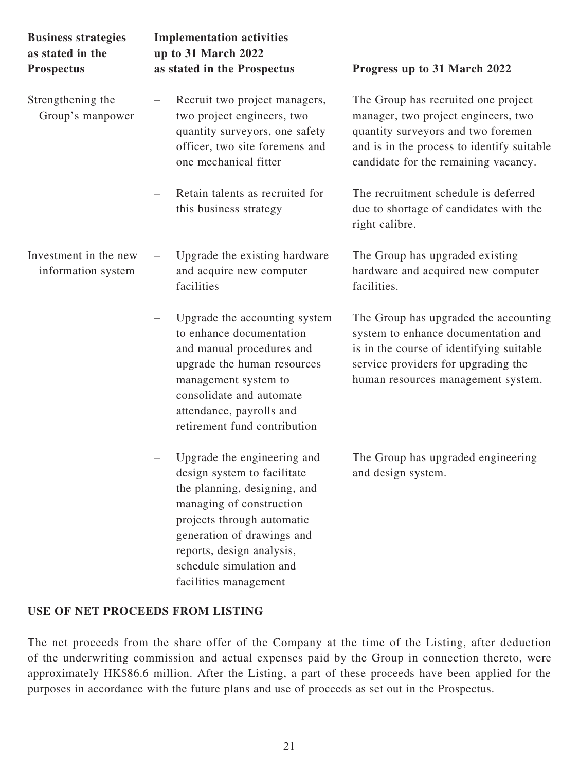| Business strategies as stated in the Prospectus | Implementation activities up to 31 March 2022 as stated in the Prospectus | Progress up to 31 March 2022 |
|---|---|---|
| Strengthening the Group's manpower | – Recruit two project managers, two project engineers, two quantity surveyors, one safety officer, two site foremens and one mechanical fitter | The Group has recruited one project manager, two project engineers, two quantity surveyors and two foremen and is in the process to identify suitable candidate for the remaining vacancy. |
| | – Retain talents as recruited for this business strategy | The recruitment schedule is deferred due to shortage of candidates with the right calibre. |
| Investment in the new information system | – Upgrade the existing hardware and acquire new computer facilities | The Group has upgraded existing hardware and acquired new computer facilities. |
| | – Upgrade the accounting system to enhance documentation and manual procedures and upgrade the human resources management system to consolidate and automate attendance, payrolls and retirement fund contribution | The Group has upgraded the accounting system to enhance documentation and is in the course of identifying suitable service providers for upgrading the human resources management system. |
| | – Upgrade the engineering and design system to facilitate the planning, designing, and managing of construction projects through automatic generation of drawings and reports, design analysis, schedule simulation and facilities management | The Group has upgraded engineering and design system. |

## USE OF NET PROCEEDS FROM LISTING

The net proceeds from the share offer of the Company at the time of the Listing, after deduction of the underwriting commission and actual expenses paid by the Group in connection thereto, were approximately HK$86.6 million. After the Listing, a part of these proceeds have been applied for the purposes in accordance with the future plans and use of proceeds as set out in the Prospectus.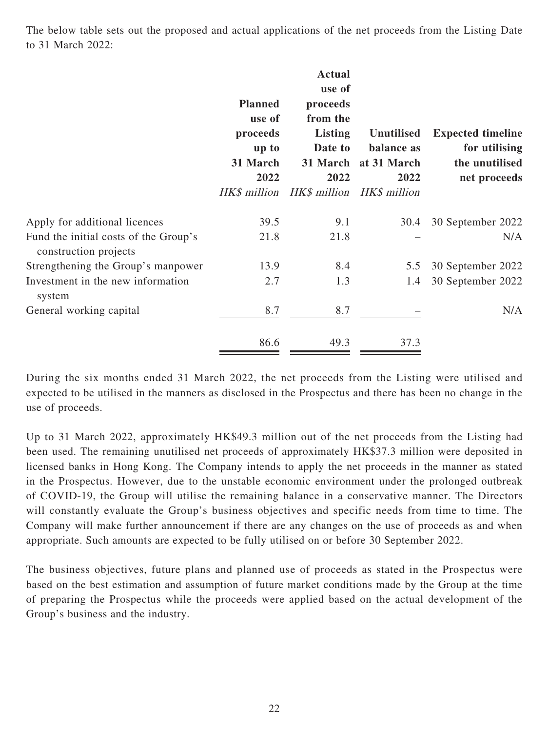The below table sets out the proposed and actual applications of the net proceeds from the Listing Date to 31 March 2022:

| | Planned use of proceeds up to 31 March 2022 | Actual use of proceeds from the Listing Date to 31 March 2022 | Unutilised balance as at 31 March 2022 | Expected timeline for utilising the unutilised net proceeds |
|---|---|---|---|---|
| | *HK$ million* | *HK$ million* | *HK$ million* | |
| Apply for additional licences | 39.5 | 9.1 | 30.4 | 30 September 2022 |
| Fund the initial costs of the Group's construction projects | 21.8 | 21.8 | – | N/A |
| Strengthening the Group's manpower | 13.9 | 8.4 | 5.5 | 30 September 2022 |
| Investment in the new information system | 2.7 | 1.3 | 1.4 | 30 September 2022 |
| General working capital | 8.7 | 8.7 | – | N/A |
| | 86.6 | 49.3 | 37.3 | |

During the six months ended 31 March 2022, the net proceeds from the Listing were utilised and expected to be utilised in the manners as disclosed in the Prospectus and there has been no change in the use of proceeds.

Up to 31 March 2022, approximately HK$49.3 million out of the net proceeds from the Listing had been used. The remaining unutilised net proceeds of approximately HK$37.3 million were deposited in licensed banks in Hong Kong. The Company intends to apply the net proceeds in the manner as stated in the Prospectus. However, due to the unstable economic environment under the prolonged outbreak of COVID-19, the Group will utilise the remaining balance in a conservative manner. The Directors will constantly evaluate the Group's business objectives and specific needs from time to time. The Company will make further announcement if there are any changes on the use of proceeds as and when appropriate. Such amounts are expected to be fully utilised on or before 30 September 2022.

The business objectives, future plans and planned use of proceeds as stated in the Prospectus were based on the best estimation and assumption of future market conditions made by the Group at the time of preparing the Prospectus while the proceeds were applied based on the actual development of the Group's business and the industry.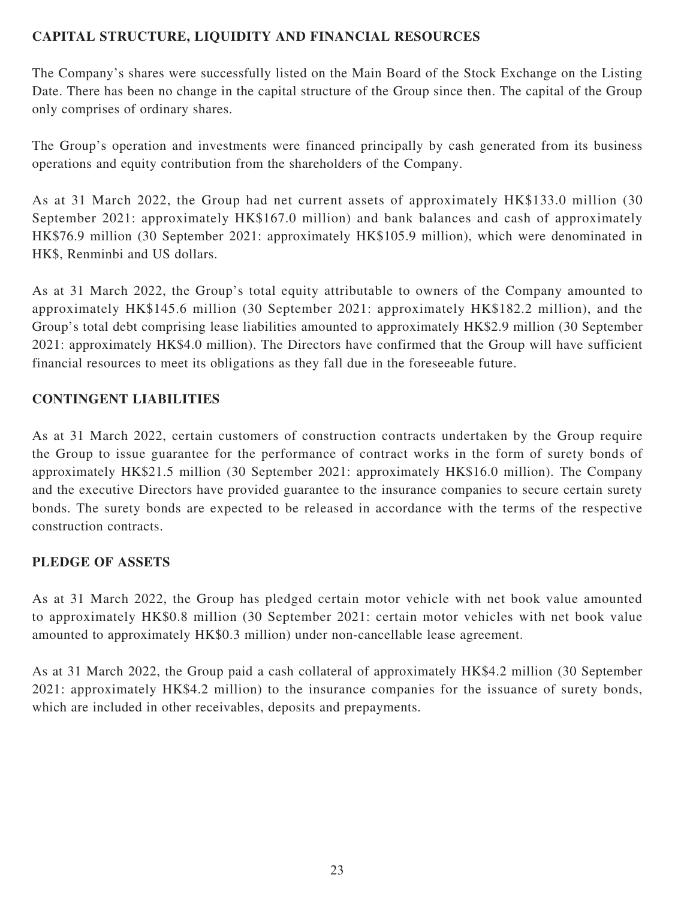## CAPITAL STRUCTURE, LIQUIDITY AND FINANCIAL RESOURCES

The Company's shares were successfully listed on the Main Board of the Stock Exchange on the Listing Date. There has been no change in the capital structure of the Group since then. The capital of the Group only comprises of ordinary shares.

The Group's operation and investments were financed principally by cash generated from its business operations and equity contribution from the shareholders of the Company.

As at 31 March 2022, the Group had net current assets of approximately HK$133.0 million (30 September 2021: approximately HK$167.0 million) and bank balances and cash of approximately HK$76.9 million (30 September 2021: approximately HK$105.9 million), which were denominated in HK$, Renminbi and US dollars.

As at 31 March 2022, the Group's total equity attributable to owners of the Company amounted to approximately HK$145.6 million (30 September 2021: approximately HK$182.2 million), and the Group's total debt comprising lease liabilities amounted to approximately HK$2.9 million (30 September 2021: approximately HK$4.0 million). The Directors have confirmed that the Group will have sufficient financial resources to meet its obligations as they fall due in the foreseeable future.

## CONTINGENT LIABILITIES

As at 31 March 2022, certain customers of construction contracts undertaken by the Group require the Group to issue guarantee for the performance of contract works in the form of surety bonds of approximately HK$21.5 million (30 September 2021: approximately HK$16.0 million). The Company and the executive Directors have provided guarantee to the insurance companies to secure certain surety bonds. The surety bonds are expected to be released in accordance with the terms of the respective construction contracts.

## PLEDGE OF ASSETS

As at 31 March 2022, the Group has pledged certain motor vehicle with net book value amounted to approximately HK$0.8 million (30 September 2021: certain motor vehicles with net book value amounted to approximately HK$0.3 million) under non-cancellable lease agreement.

As at 31 March 2022, the Group paid a cash collateral of approximately HK$4.2 million (30 September 2021: approximately HK$4.2 million) to the insurance companies for the issuance of surety bonds, which are included in other receivables, deposits and prepayments.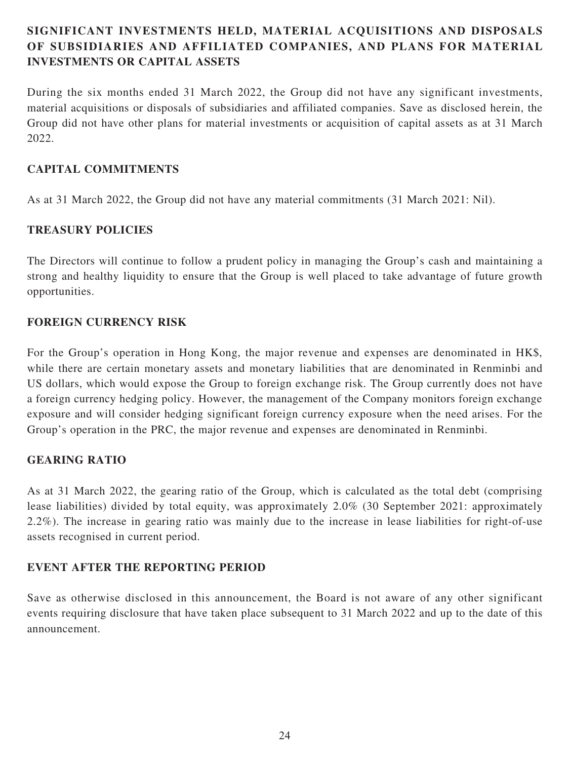## SIGNIFICANT INVESTMENTS HELD, MATERIAL ACQUISITIONS AND DISPOSALS OF SUBSIDIARIES AND AFFILIATED COMPANIES, AND PLANS FOR MATERIAL INVESTMENTS OR CAPITAL ASSETS

During the six months ended 31 March 2022, the Group did not have any significant investments, material acquisitions or disposals of subsidiaries and affiliated companies. Save as disclosed herein, the Group did not have other plans for material investments or acquisition of capital assets as at 31 March 2022.

## CAPITAL COMMITMENTS

As at 31 March 2022, the Group did not have any material commitments (31 March 2021: Nil).

## TREASURY POLICIES

The Directors will continue to follow a prudent policy in managing the Group's cash and maintaining a strong and healthy liquidity to ensure that the Group is well placed to take advantage of future growth opportunities.

## FOREIGN CURRENCY RISK

For the Group's operation in Hong Kong, the major revenue and expenses are denominated in HK$, while there are certain monetary assets and monetary liabilities that are denominated in Renminbi and US dollars, which would expose the Group to foreign exchange risk. The Group currently does not have a foreign currency hedging policy. However, the management of the Company monitors foreign exchange exposure and will consider hedging significant foreign currency exposure when the need arises. For the Group's operation in the PRC, the major revenue and expenses are denominated in Renminbi.

## GEARING RATIO

As at 31 March 2022, the gearing ratio of the Group, which is calculated as the total debt (comprising lease liabilities) divided by total equity, was approximately 2.0% (30 September 2021: approximately 2.2%). The increase in gearing ratio was mainly due to the increase in lease liabilities for right-of-use assets recognised in current period.

## EVENT AFTER THE REPORTING PERIOD

Save as otherwise disclosed in this announcement, the Board is not aware of any other significant events requiring disclosure that have taken place subsequent to 31 March 2022 and up to the date of this announcement.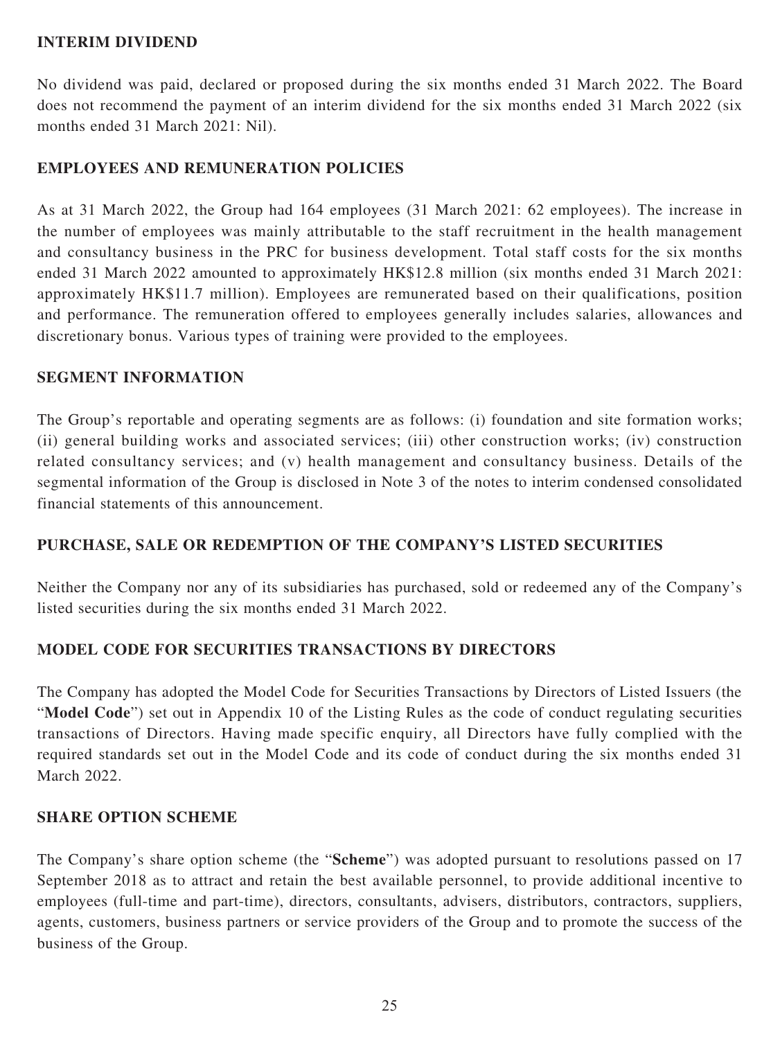## INTERIM DIVIDEND

No dividend was paid, declared or proposed during the six months ended 31 March 2022. The Board does not recommend the payment of an interim dividend for the six months ended 31 March 2022 (six months ended 31 March 2021: Nil).

## EMPLOYEES AND REMUNERATION POLICIES

As at 31 March 2022, the Group had 164 employees (31 March 2021: 62 employees). The increase in the number of employees was mainly attributable to the staff recruitment in the health management and consultancy business in the PRC for business development. Total staff costs for the six months ended 31 March 2022 amounted to approximately HK$12.8 million (six months ended 31 March 2021: approximately HK$11.7 million). Employees are remunerated based on their qualifications, position and performance. The remuneration offered to employees generally includes salaries, allowances and discretionary bonus. Various types of training were provided to the employees.

## SEGMENT INFORMATION

The Group's reportable and operating segments are as follows: (i) foundation and site formation works; (ii) general building works and associated services; (iii) other construction works; (iv) construction related consultancy services; and (v) health management and consultancy business. Details of the segmental information of the Group is disclosed in Note 3 of the notes to interim condensed consolidated financial statements of this announcement.

## PURCHASE, SALE OR REDEMPTION OF THE COMPANY'S LISTED SECURITIES

Neither the Company nor any of its subsidiaries has purchased, sold or redeemed any of the Company's listed securities during the six months ended 31 March 2022.

## MODEL CODE FOR SECURITIES TRANSACTIONS BY DIRECTORS

The Company has adopted the Model Code for Securities Transactions by Directors of Listed Issuers (the "**Model Code**") set out in Appendix 10 of the Listing Rules as the code of conduct regulating securities transactions of Directors. Having made specific enquiry, all Directors have fully complied with the required standards set out in the Model Code and its code of conduct during the six months ended 31 March 2022.

## SHARE OPTION SCHEME

The Company's share option scheme (the "**Scheme**") was adopted pursuant to resolutions passed on 17 September 2018 as to attract and retain the best available personnel, to provide additional incentive to employees (full-time and part-time), directors, consultants, advisers, distributors, contractors, suppliers, agents, customers, business partners or service providers of the Group and to promote the success of the business of the Group.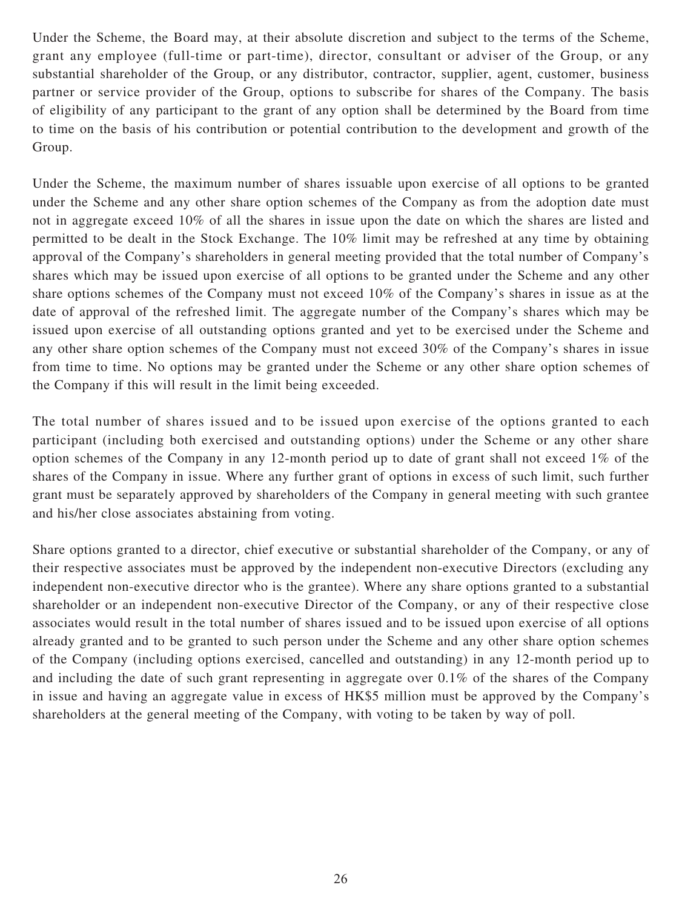Under the Scheme, the Board may, at their absolute discretion and subject to the terms of the Scheme, grant any employee (full-time or part-time), director, consultant or adviser of the Group, or any substantial shareholder of the Group, or any distributor, contractor, supplier, agent, customer, business partner or service provider of the Group, options to subscribe for shares of the Company. The basis of eligibility of any participant to the grant of any option shall be determined by the Board from time to time on the basis of his contribution or potential contribution to the development and growth of the Group.

Under the Scheme, the maximum number of shares issuable upon exercise of all options to be granted under the Scheme and any other share option schemes of the Company as from the adoption date must not in aggregate exceed 10% of all the shares in issue upon the date on which the shares are listed and permitted to be dealt in the Stock Exchange. The 10% limit may be refreshed at any time by obtaining approval of the Company's shareholders in general meeting provided that the total number of Company's shares which may be issued upon exercise of all options to be granted under the Scheme and any other share options schemes of the Company must not exceed 10% of the Company's shares in issue as at the date of approval of the refreshed limit. The aggregate number of the Company's shares which may be issued upon exercise of all outstanding options granted and yet to be exercised under the Scheme and any other share option schemes of the Company must not exceed 30% of the Company's shares in issue from time to time. No options may be granted under the Scheme or any other share option schemes of the Company if this will result in the limit being exceeded.

The total number of shares issued and to be issued upon exercise of the options granted to each participant (including both exercised and outstanding options) under the Scheme or any other share option schemes of the Company in any 12-month period up to date of grant shall not exceed 1% of the shares of the Company in issue. Where any further grant of options in excess of such limit, such further grant must be separately approved by shareholders of the Company in general meeting with such grantee and his/her close associates abstaining from voting.

Share options granted to a director, chief executive or substantial shareholder of the Company, or any of their respective associates must be approved by the independent non-executive Directors (excluding any independent non-executive director who is the grantee). Where any share options granted to a substantial shareholder or an independent non-executive Director of the Company, or any of their respective close associates would result in the total number of shares issued and to be issued upon exercise of all options already granted and to be granted to such person under the Scheme and any other share option schemes of the Company (including options exercised, cancelled and outstanding) in any 12-month period up to and including the date of such grant representing in aggregate over 0.1% of the shares of the Company in issue and having an aggregate value in excess of HK$5 million must be approved by the Company's shareholders at the general meeting of the Company, with voting to be taken by way of poll.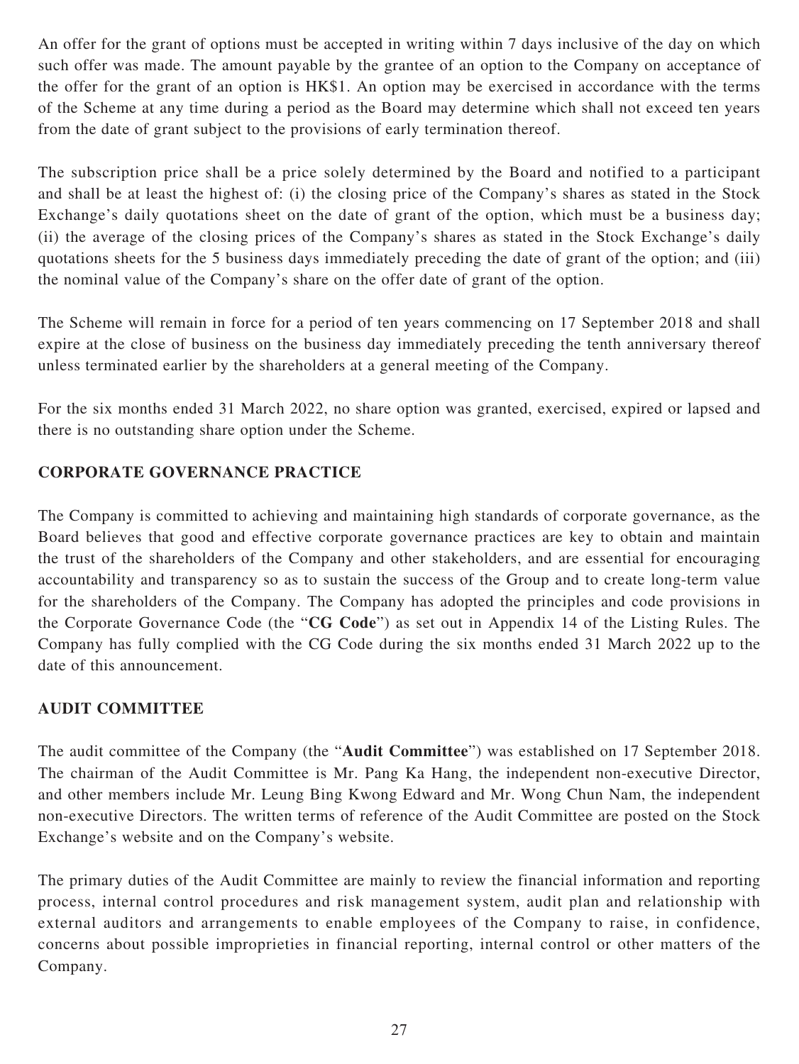An offer for the grant of options must be accepted in writing within 7 days inclusive of the day on which such offer was made. The amount payable by the grantee of an option to the Company on acceptance of the offer for the grant of an option is HK$1. An option may be exercised in accordance with the terms of the Scheme at any time during a period as the Board may determine which shall not exceed ten years from the date of grant subject to the provisions of early termination thereof.

The subscription price shall be a price solely determined by the Board and notified to a participant and shall be at least the highest of: (i) the closing price of the Company's shares as stated in the Stock Exchange's daily quotations sheet on the date of grant of the option, which must be a business day; (ii) the average of the closing prices of the Company's shares as stated in the Stock Exchange's daily quotations sheets for the 5 business days immediately preceding the date of grant of the option; and (iii) the nominal value of the Company's share on the offer date of grant of the option.

The Scheme will remain in force for a period of ten years commencing on 17 September 2018 and shall expire at the close of business on the business day immediately preceding the tenth anniversary thereof unless terminated earlier by the shareholders at a general meeting of the Company.

For the six months ended 31 March 2022, no share option was granted, exercised, expired or lapsed and there is no outstanding share option under the Scheme.

## CORPORATE GOVERNANCE PRACTICE

The Company is committed to achieving and maintaining high standards of corporate governance, as the Board believes that good and effective corporate governance practices are key to obtain and maintain the trust of the shareholders of the Company and other stakeholders, and are essential for encouraging accountability and transparency so as to sustain the success of the Group and to create long-term value for the shareholders of the Company. The Company has adopted the principles and code provisions in the Corporate Governance Code (the "**CG Code**") as set out in Appendix 14 of the Listing Rules. The Company has fully complied with the CG Code during the six months ended 31 March 2022 up to the date of this announcement.

## AUDIT COMMITTEE

The audit committee of the Company (the "**Audit Committee**") was established on 17 September 2018. The chairman of the Audit Committee is Mr. Pang Ka Hang, the independent non-executive Director, and other members include Mr. Leung Bing Kwong Edward and Mr. Wong Chun Nam, the independent non-executive Directors. The written terms of reference of the Audit Committee are posted on the Stock Exchange's website and on the Company's website.

The primary duties of the Audit Committee are mainly to review the financial information and reporting process, internal control procedures and risk management system, audit plan and relationship with external auditors and arrangements to enable employees of the Company to raise, in confidence, concerns about possible improprieties in financial reporting, internal control or other matters of the Company.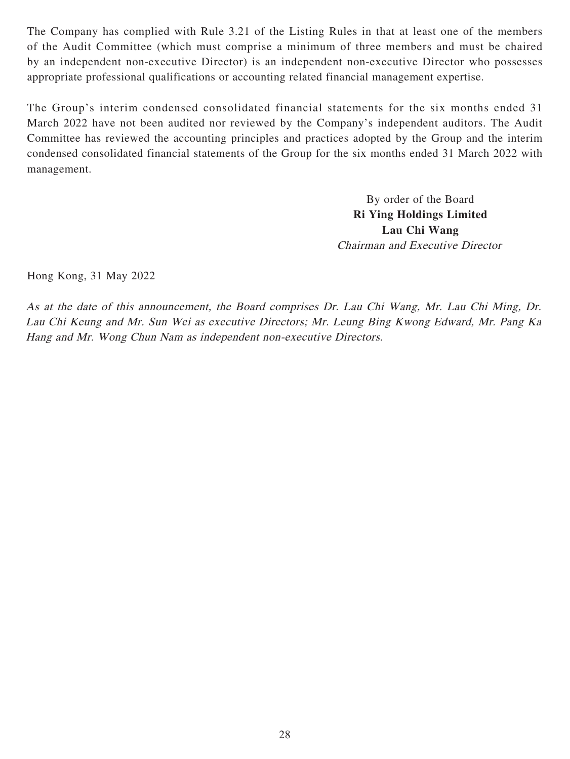The Company has complied with Rule 3.21 of the Listing Rules in that at least one of the members of the Audit Committee (which must comprise a minimum of three members and must be chaired by an independent non-executive Director) is an independent non-executive Director who possesses appropriate professional qualifications or accounting related financial management expertise.

The Group's interim condensed consolidated financial statements for the six months ended 31 March 2022 have not been audited nor reviewed by the Company's independent auditors. The Audit Committee has reviewed the accounting principles and practices adopted by the Group and the interim condensed consolidated financial statements of the Group for the six months ended 31 March 2022 with management.

By order of the Board
**Ri Ying Holdings Limited**
**Lau Chi Wang**
*Chairman and Executive Director*

Hong Kong, 31 May 2022

*As at the date of this announcement, the Board comprises Dr. Lau Chi Wang, Mr. Lau Chi Ming, Dr. Lau Chi Keung and Mr. Sun Wei as executive Directors; Mr. Leung Bing Kwong Edward, Mr. Pang Ka Hang and Mr. Wong Chun Nam as independent non-executive Directors.*